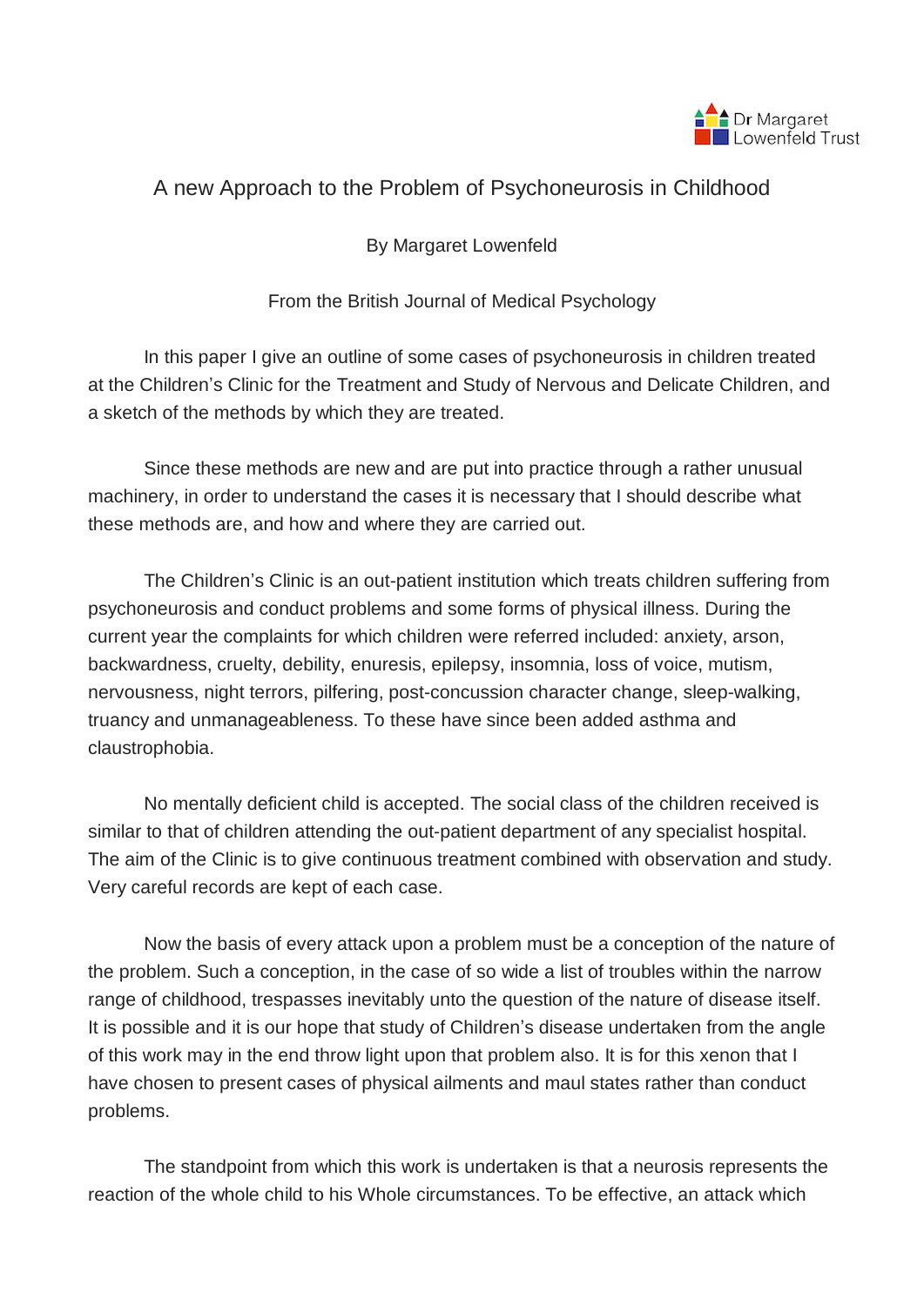# A new Approach to the Problem of Psychoneurosis in Childhood

By Margaret Lowenfeld

From the British Journal of Medical Psychology

In this paper I give an outline of some cases of psychoneurosis in children treated at the Children's Clinic for the Treatment and Study of Nervous and Delicate Children, and a sketch of the methods by which they are treated.

Since these methods are new and are put into practice through a rather unusual machinery, in order to understand the cases it is necessary that I should describe what these methods are, and how and where they are carried out.

The Children's Clinic is an out-patient institution which treats children suffering from psychoneurosis and conduct problems and some forms of physical illness. During the current year the complaints for which children were referred included: anxiety, arson, backwardness, cruelty, debility, enuresis, epilepsy, insomnia, loss of voice, mutism, nervousness, night terrors, pilfering, post-concussion character change, sleep-walking, truancy and unmanageableness. To these have since been added asthma and claustrophobia.

No mentally deficient child is accepted. The social class of the children received is similar to that of children attending the out-patient department of any specialist hospital. The aim of the Clinic is to give continuous treatment combined with observation and study. Very careful records are kept of each case.

Now the basis of every attack upon a problem must be a conception of the nature of the problem. Such a conception, in the case of so wide a list of troubles within the narrow range of childhood, trespasses inevitably unto the question of the nature of disease itself. It is possible and it is our hope that study of Children's disease undertaken from the angle of this work may in the end throw light upon that problem also. It is for this xenon that I have chosen to present cases of physical ailments and maul states rather than conduct problems.

The standpoint from which this work is undertaken is that a neurosis represents the reaction of the whole child to his Whole circumstances. To be effective, an attack which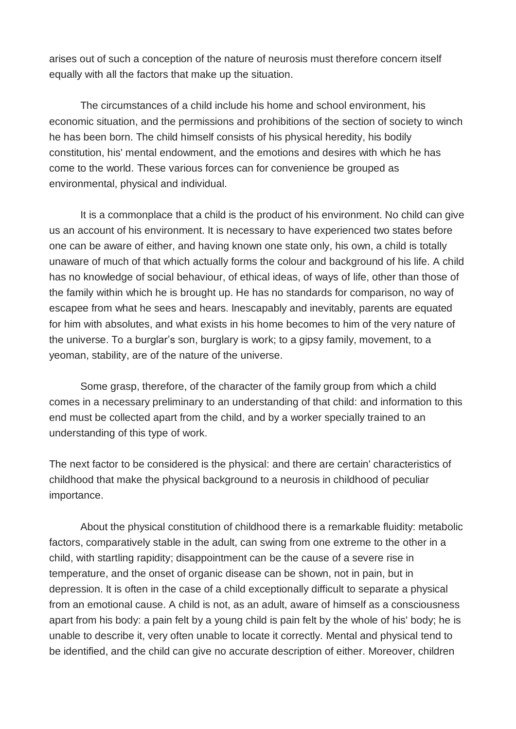arises out of such a conception of the nature of neurosis must therefore concern itself equally with all the factors that make up the situation.

The circumstances of a child include his home and school environment, his economic situation, and the permissions and prohibitions of the section of society to winch he has been born. The child himself consists of his physical heredity, his bodily constitution, his' mental endowment, and the emotions and desires with which he has come to the world. These various forces can for convenience be grouped as environmental, physical and individual.

It is a commonplace that a child is the product of his environment. No child can give us an account of his environment. It is necessary to have experienced two states before one can be aware of either, and having known one state only, his own, a child is totally unaware of much of that which actually forms the colour and background of his life. A child has no knowledge of social behaviour, of ethical ideas, of ways of life, other than those of the family within which he is brought up. He has no standards for comparison, no way of escapee from what he sees and hears. Inescapably and inevitably, parents are equated for him with absolutes, and what exists in his home becomes to him of the very nature of the universe. To a burglar's son, burglary is work; to a gipsy family, movement, to a yeoman, stability, are of the nature of the universe.

Some grasp, therefore, of the character of the family group from which a child comes in a necessary preliminary to an understanding of that child: and information to this end must be collected apart from the child, and by a worker specially trained to an understanding of this type of work.

The next factor to be considered is the physical: and there are certain' characteristics of childhood that make the physical background to a neurosis in childhood of peculiar importance.

About the physical constitution of childhood there is a remarkable fluidity: metabolic factors, comparatively stable in the adult, can swing from one extreme to the other in a child, with startling rapidity; disappointment can be the cause of a severe rise in temperature, and the onset of organic disease can be shown, not in pain, but in depression. It is often in the case of a child exceptionally difficult to separate a physical from an emotional cause. A child is not, as an adult, aware of himself as a consciousness apart from his body: a pain felt by a young child is pain felt by the whole of his' body; he is unable to describe it, very often unable to locate it correctly. Mental and physical tend to be identified, and the child can give no accurate description of either. Moreover, children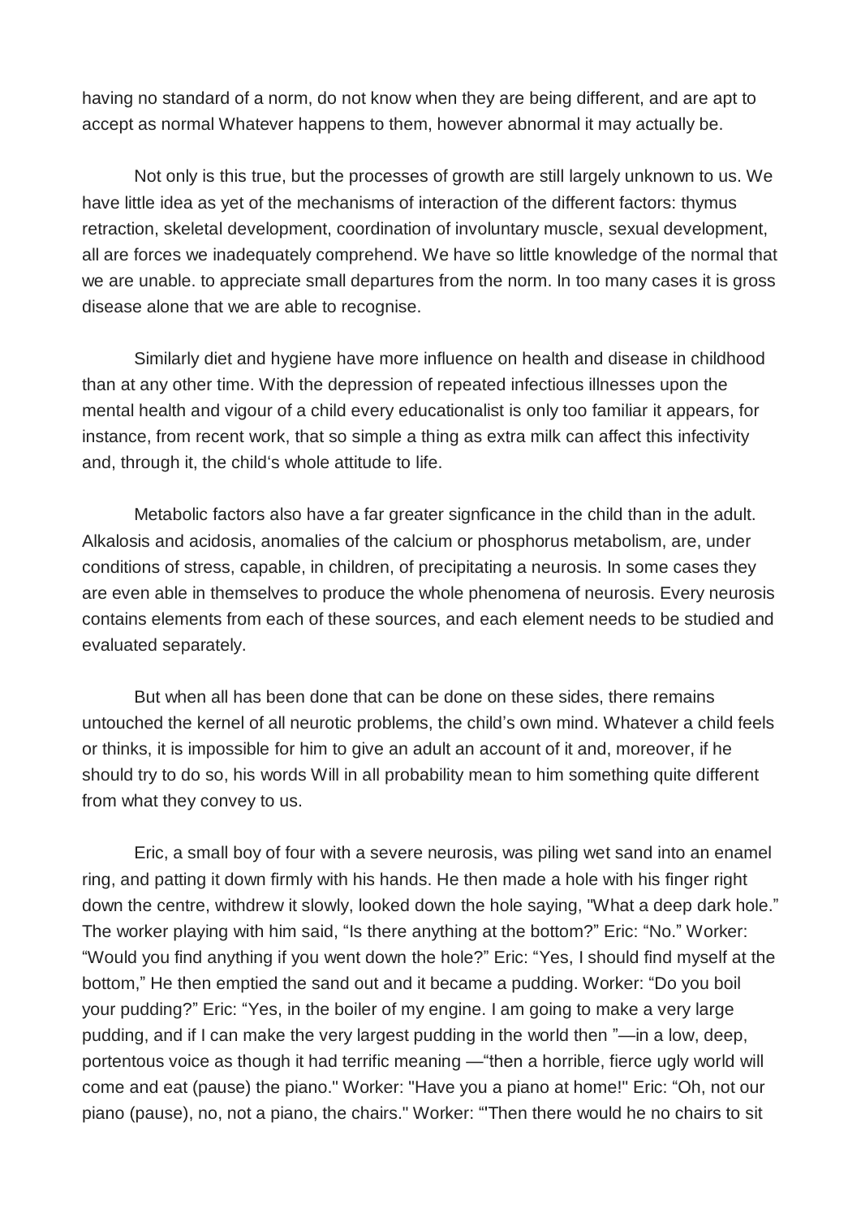having no standard of a norm, do not know when they are being different, and are apt to accept as normal Whatever happens to them, however abnormal it may actually be.

Not only is this true, but the processes of growth are still largely unknown to us. We have little idea as yet of the mechanisms of interaction of the different factors: thymus retraction, skeletal development, coordination of involuntary muscle, sexual development, all are forces we inadequately comprehend. We have so little knowledge of the normal that we are unable. to appreciate small departures from the norm. In too many cases it is gross disease alone that we are able to recognise.

Similarly diet and hygiene have more influence on health and disease in childhood than at any other time. With the depression of repeated infectious illnesses upon the mental health and vigour of a child every educationalist is only too familiar it appears, for instance, from recent work, that so simple a thing as extra milk can affect this infectivity and, through it, the child‘s whole attitude to life.

Metabolic factors also have a far greater signficance in the child than in the adult. Alkalosis and acidosis, anomalies of the calcium or phosphorus metabolism, are, under conditions of stress, capable, in children, of precipitating a neurosis. In some cases they are even able in themselves to produce the whole phenomena of neurosis. Every neurosis contains elements from each of these sources, and each element needs to be studied and evaluated separately.

But when all has been done that can be done on these sides, there remains untouched the kernel of all neurotic problems, the child’s own mind. Whatever a child feels or thinks, it is impossible for him to give an adult an account of it and, moreover, if he should try to do so, his words Will in all probability mean to him something quite different from what they convey to us.

Eric, a small boy of four with a severe neurosis, was piling wet sand into an enamel ring, and patting it down firmly with his hands. He then made a hole with his finger right down the centre, withdrew it slowly, looked down the hole saying, "What a deep dark hole." The worker playing with him said, “Is there anything at the bottom?” Eric: “No.” Worker: “Would you find anything if you went down the hole?” Eric: “Yes, I should find myself at the bottom,” He then emptied the sand out and it became a pudding. Worker: “Do you boil your pudding?” Eric: “Yes, in the boiler of my engine. I am going to make a very large pudding, and if I can make the very largest pudding in the world then ”—in a low, deep, portentous voice as though it had terrific meaning —“then a horrible, fierce ugly world will come and eat (pause) the piano." Worker: "Have you a piano at home!" Eric: “Oh, not our piano (pause), no, not a piano, the chairs." Worker: "'Then there would he no chairs to sit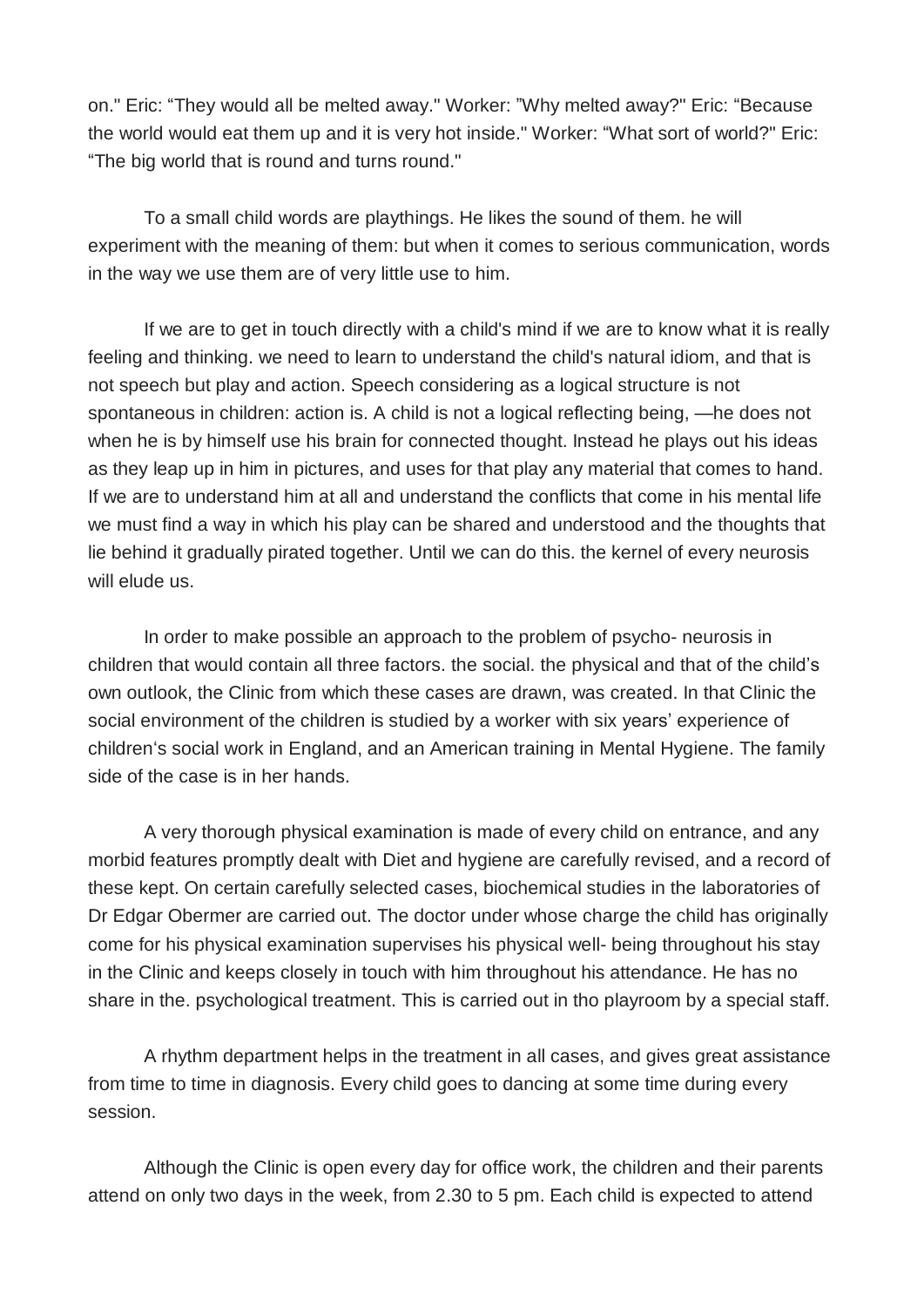on." Eric: “They would all be melted away." Worker: ”Why melted away?" Eric: “Because the world would eat them up and it is very hot inside." Worker: “What sort of world?" Eric: “The big world that is round and turns round."

To a small child words are playthings. He likes the sound of them. he will experiment with the meaning of them: but when it comes to serious communication, words in the way we use them are of very little use to him.

If we are to get in touch directly with a child's mind if we are to know what it is really feeling and thinking. we need to learn to understand the child's natural idiom, and that is not speech but play and action. Speech considering as a logical structure is not spontaneous in children: action is. A child is not a logical reflecting being, —he does not when he is by himself use his brain for connected thought. Instead he plays out his ideas as they leap up in him in pictures, and uses for that play any material that comes to hand. If we are to understand him at all and understand the conflicts that come in his mental life we must find a way in which his play can be shared and understood and the thoughts that lie behind it gradually pirated together. Until we can do this. the kernel of every neurosis will elude us.

In order to make possible an approach to the problem of psycho- neurosis in children that would contain all three factors. the social. the physical and that of the child’s own outlook, the Clinic from which these cases are drawn, was created. In that Clinic the social environment of the children is studied by a worker with six years’ experience of children‘s social work in England, and an American training in Mental Hygiene. The family side of the case is in her hands.

A very thorough physical examination is made of every child on entrance, and any morbid features promptly dealt with Diet and hygiene are carefully revised, and a record of these kept. On certain carefully selected cases, biochemical studies in the laboratories of Dr Edgar Obermer are carried out. The doctor under whose charge the child has originally come for his physical examination supervises his physical well- being throughout his stay in the Clinic and keeps closely in touch with him throughout his attendance. He has no share in the. psychological treatment. This is carried out in tho playroom by a special staff.

A rhythm department helps in the treatment in all cases, and gives great assistance from time to time in diagnosis. Every child goes to dancing at some time during every session.

Although the Clinic is open every day for office work, the children and their parents attend on only two days in the week, from 2.30 to 5 pm. Each child is expected to attend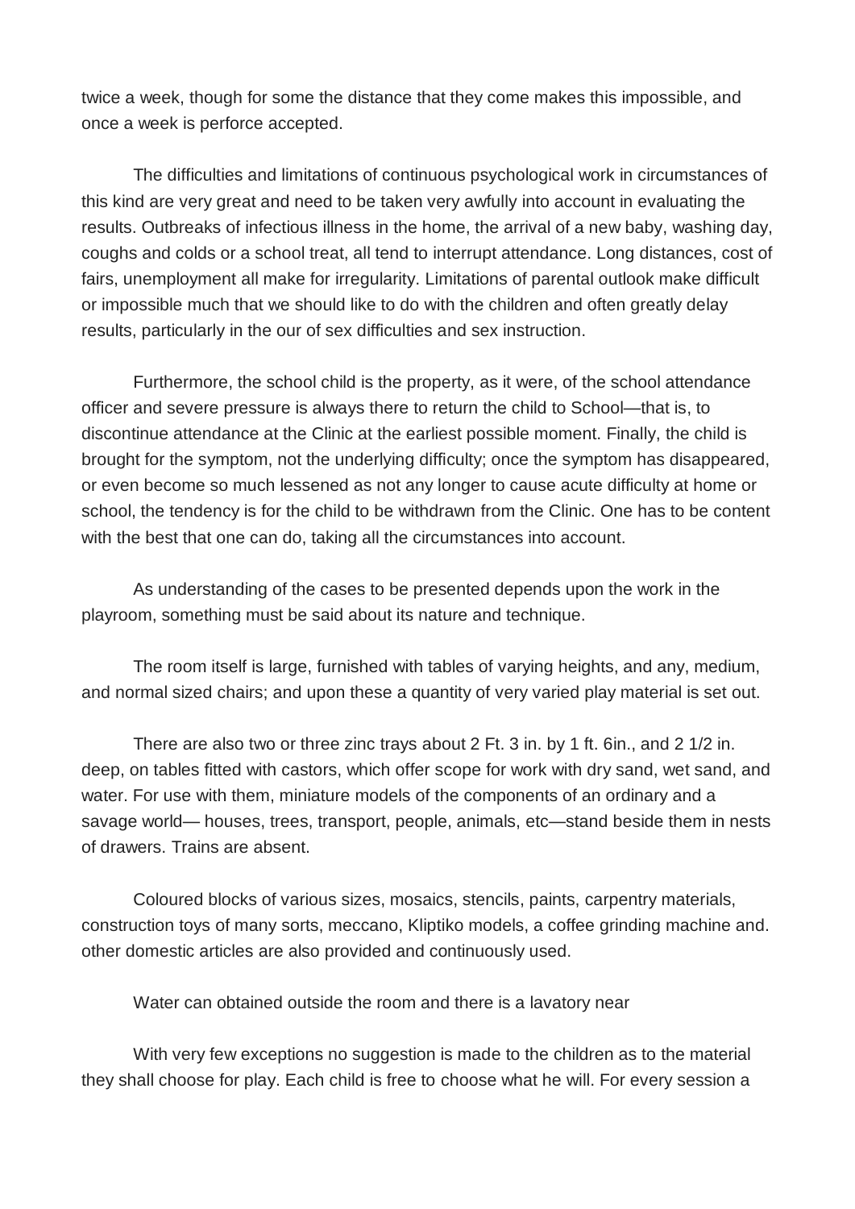twice a week, though for some the distance that they come makes this impossible, and once a week is perforce accepted.

The difficulties and limitations of continuous psychological work in circumstances of this kind are very great and need to be taken very awfully into account in evaluating the results. Outbreaks of infectious illness in the home, the arrival of a new baby, washing day, coughs and colds or a school treat, all tend to interrupt attendance. Long distances, cost of fairs, unemployment all make for irregularity. Limitations of parental outlook make difficult or impossible much that we should like to do with the children and often greatly delay results, particularly in the our of sex difficulties and sex instruction.

Furthermore, the school child is the property, as it were, of the school attendance officer and severe pressure is always there to return the child to School—that is, to discontinue attendance at the Clinic at the earliest possible moment. Finally, the child is brought for the symptom, not the underlying difficulty; once the symptom has disappeared, or even become so much lessened as not any longer to cause acute difficulty at home or school, the tendency is for the child to be withdrawn from the Clinic. One has to be content with the best that one can do, taking all the circumstances into account.

As understanding of the cases to be presented depends upon the work in the playroom, something must be said about its nature and technique.

The room itself is large, furnished with tables of varying heights, and any, medium, and normal sized chairs; and upon these a quantity of very varied play material is set out.

There are also two or three zinc trays about 2 Ft. 3 in. by 1 ft. 6in., and 2 1/2 in. deep, on tables fitted with castors, which offer scope for work with dry sand, wet sand, and water. For use with them, miniature models of the components of an ordinary and a savage world— houses, trees, transport, people, animals, etc—stand beside them in nests of drawers. Trains are absent.

Coloured blocks of various sizes, mosaics, stencils, paints, carpentry materials, construction toys of many sorts, meccano, Kliptiko models, a coffee grinding machine and. other domestic articles are also provided and continuously used.

Water can obtained outside the room and there is a lavatory near

With very few exceptions no suggestion is made to the children as to the material they shall choose for play. Each child is free to choose what he will. For every session a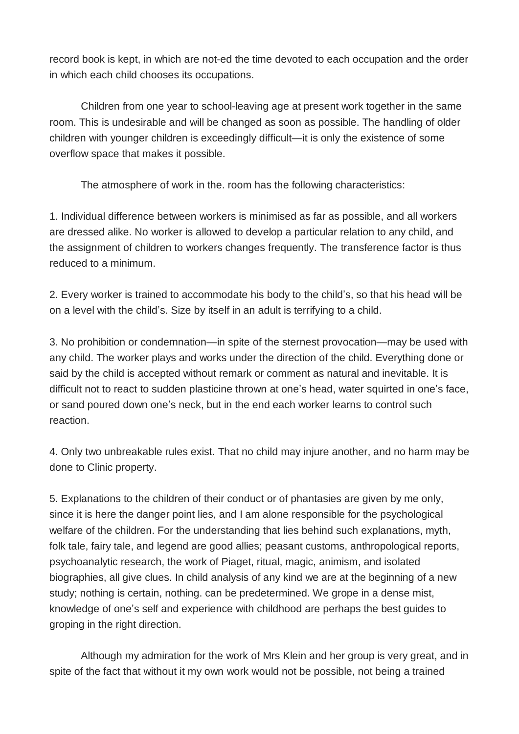record book is kept, in which are not-ed the time devoted to each occupation and the order in which each child chooses its occupations.

Children from one year to school-leaving age at present work together in the same room. This is undesirable and will be changed as soon as possible. The handling of older children with younger children is exceedingly difficult—it is only the existence of some overflow space that makes it possible.

The atmosphere of work in the. room has the following characteristics:

1. Individual difference between workers is minimised as far as possible, and all workers are dressed alike. No worker is allowed to develop a particular relation to any child, and the assignment of children to workers changes frequently. The transference factor is thus reduced to a minimum.

2. Every worker is trained to accommodate his body to the child's, so that his head will be on a level with the child's. Size by itself in an adult is terrifying to a child.

3. No prohibition or condemnation—in spite of the sternest provocation—may be used with any child. The worker plays and works under the direction of the child. Everything done or said by the child is accepted without remark or comment as natural and inevitable. It is difficult not to react to sudden plasticine thrown at one's head, water squirted in one's face, or sand poured down one's neck, but in the end each worker learns to control such reaction.

4. Only two unbreakable rules exist. That no child may injure another, and no harm may be done to Clinic property.

5. Explanations to the children of their conduct or of phantasies are given by me only, since it is here the danger point lies, and I am alone responsible for the psychological welfare of the children. For the understanding that lies behind such explanations, myth, folk tale, fairy tale, and legend are good allies; peasant customs, anthropological reports, psychoanalytic research, the work of Piaget, ritual, magic, animism, and isolated biographies, all give clues. In child analysis of any kind we are at the beginning of a new study; nothing is certain, nothing. can be predetermined. We grope in a dense mist, knowledge of one's self and experience with childhood are perhaps the best guides to groping in the right direction.

Although my admiration for the work of Mrs Klein and her group is very great, and in spite of the fact that without it my own work would not be possible, not being a trained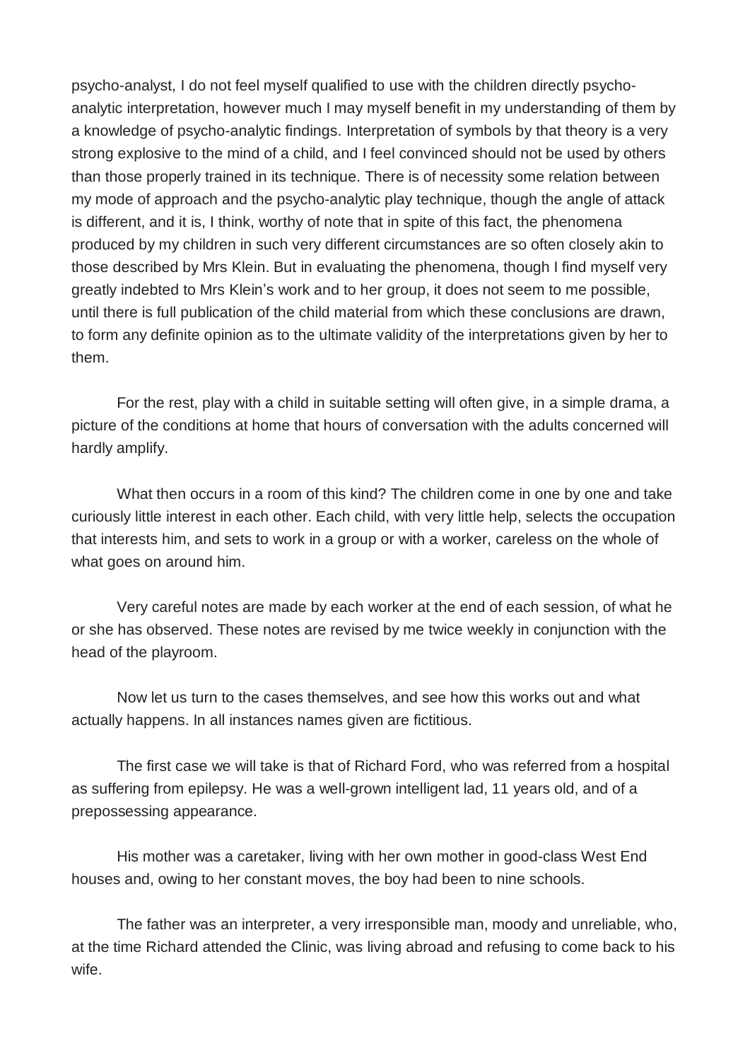psycho-analyst, I do not feel myself qualified to use with the children directly psycho-analytic interpretation, however much I may myself benefit in my understanding of them by a knowledge of psycho-analytic findings. Interpretation of symbols by that theory is a very strong explosive to the mind of a child, and I feel convinced should not be used by others than those properly trained in its technique. There is of necessity some relation between my mode of approach and the psycho-analytic play technique, though the angle of attack is different, and it is, I think, worthy of note that in spite of this fact, the phenomena produced by my children in such very different circumstances are so often closely akin to those described by Mrs Klein. But in evaluating the phenomena, though I find myself very greatly indebted to Mrs Klein's work and to her group, it does not seem to me possible, until there is full publication of the child material from which these conclusions are drawn, to form any definite opinion as to the ultimate validity of the interpretations given by her to them.

For the rest, play with a child in suitable setting will often give, in a simple drama, a picture of the conditions at home that hours of conversation with the adults concerned will hardly amplify.

What then occurs in a room of this kind? The children come in one by one and take curiously little interest in each other. Each child, with very little help, selects the occupation that interests him, and sets to work in a group or with a worker, careless on the whole of what goes on around him.

Very careful notes are made by each worker at the end of each session, of what he or she has observed. These notes are revised by me twice weekly in conjunction with the head of the playroom.

Now let us turn to the cases themselves, and see how this works out and what actually happens. In all instances names given are fictitious.

The first case we will take is that of Richard Ford, who was referred from a hospital as suffering from epilepsy. He was a well-grown intelligent lad, 11 years old, and of a prepossessing appearance.

His mother was a caretaker, living with her own mother in good-class West End houses and, owing to her constant moves, the boy had been to nine schools.

The father was an interpreter, a very irresponsible man, moody and unreliable, who, at the time Richard attended the Clinic, was living abroad and refusing to come back to his wife.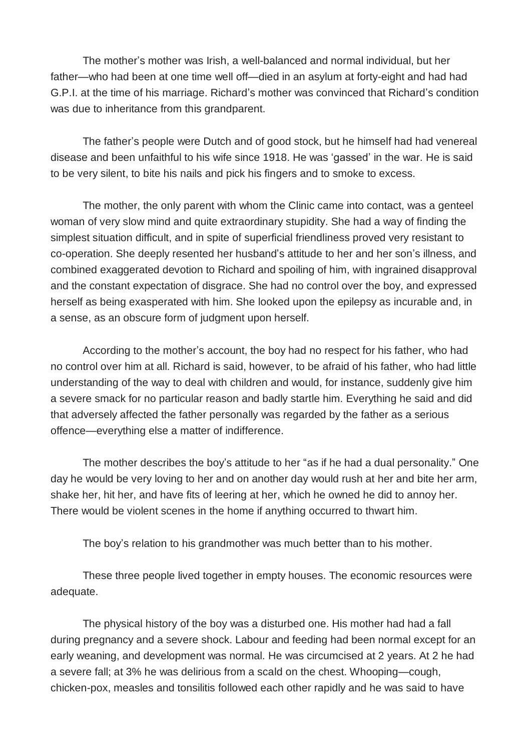The mother's mother was Irish, a well-balanced and normal individual, but her father—who had been at one time well off—died in an asylum at forty-eight and had had G.P.I. at the time of his marriage. Richard's mother was convinced that Richard's condition was due to inheritance from this grandparent.

The father's people were Dutch and of good stock, but he himself had had venereal disease and been unfaithful to his wife since 1918. He was 'gassed' in the war. He is said to be very silent, to bite his nails and pick his fingers and to smoke to excess.

The mother, the only parent with whom the Clinic came into contact, was a genteel woman of very slow mind and quite extraordinary stupidity. She had a way of finding the simplest situation difficult, and in spite of superficial friendliness proved very resistant to co-operation. She deeply resented her husband's attitude to her and her son's illness, and combined exaggerated devotion to Richard and spoiling of him, with ingrained disapproval and the constant expectation of disgrace. She had no control over the boy, and expressed herself as being exasperated with him. She looked upon the epilepsy as incurable and, in a sense, as an obscure form of judgment upon herself.

According to the mother's account, the boy had no respect for his father, who had no control over him at all. Richard is said, however, to be afraid of his father, who had little understanding of the way to deal with children and would, for instance, suddenly give him a severe smack for no particular reason and badly startle him. Everything he said and did that adversely affected the father personally was regarded by the father as a serious offence—everything else a matter of indifference.

The mother describes the boy's attitude to her "as if he had a dual personality." One day he would be very loving to her and on another day would rush at her and bite her arm, shake her, hit her, and have fits of leering at her, which he owned he did to annoy her. There would be violent scenes in the home if anything occurred to thwart him.

The boy's relation to his grandmother was much better than to his mother.

These three people lived together in empty houses. The economic resources were adequate.

The physical history of the boy was a disturbed one. His mother had had a fall during pregnancy and a severe shock. Labour and feeding had been normal except for an early weaning, and development was normal. He was circumcised at 2 years. At 2 he had a severe fall; at 3% he was delirious from a scald on the chest. Whooping—cough, chicken-pox, measles and tonsilitis followed each other rapidly and he was said to have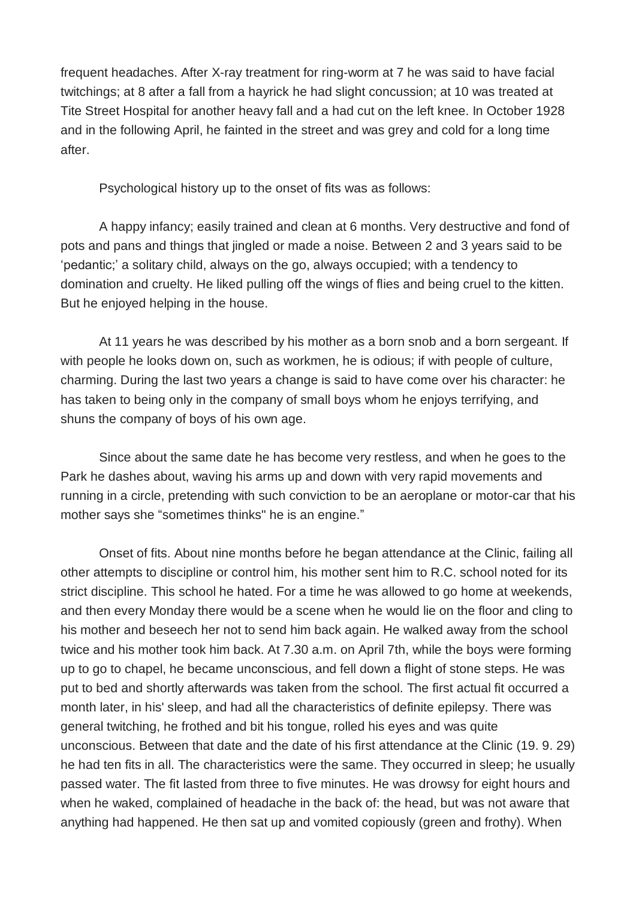frequent headaches. After X-ray treatment for ring-worm at 7 he was said to have facial twitchings; at 8 after a fall from a hayrick he had slight concussion; at 10 was treated at Tite Street Hospital for another heavy fall and a had cut on the left knee. In October 1928 and in the following April, he fainted in the street and was grey and cold for a long time after.

Psychological history up to the onset of fits was as follows:

A happy infancy; easily trained and clean at 6 months. Very destructive and fond of pots and pans and things that jingled or made a noise. Between 2 and 3 years said to be 'pedantic;' a solitary child, always on the go, always occupied; with a tendency to domination and cruelty. He liked pulling off the wings of flies and being cruel to the kitten. But he enjoyed helping in the house.

At 11 years he was described by his mother as a born snob and a born sergeant. If with people he looks down on, such as workmen, he is odious; if with people of culture, charming. During the last two years a change is said to have come over his character: he has taken to being only in the company of small boys whom he enjoys terrifying, and shuns the company of boys of his own age.

Since about the same date he has become very restless, and when he goes to the Park he dashes about, waving his arms up and down with very rapid movements and running in a circle, pretending with such conviction to be an aeroplane or motor-car that his mother says she "sometimes thinks" he is an engine."

Onset of fits. About nine months before he began attendance at the Clinic, failing all other attempts to discipline or control him, his mother sent him to R.C. school noted for its strict discipline. This school he hated. For a time he was allowed to go home at weekends, and then every Monday there would be a scene when he would lie on the floor and cling to his mother and beseech her not to send him back again. He walked away from the school twice and his mother took him back. At 7.30 a.m. on April 7th, while the boys were forming up to go to chapel, he became unconscious, and fell down a flight of stone steps. He was put to bed and shortly afterwards was taken from the school. The first actual fit occurred a month later, in his' sleep, and had all the characteristics of definite epilepsy. There was general twitching, he frothed and bit his tongue, rolled his eyes and was quite unconscious. Between that date and the date of his first attendance at the Clinic (19. 9. 29) he had ten fits in all. The characteristics were the same. They occurred in sleep; he usually passed water. The fit lasted from three to five minutes. He was drowsy for eight hours and when he waked, complained of headache in the back of: the head, but was not aware that anything had happened. He then sat up and vomited copiously (green and frothy). When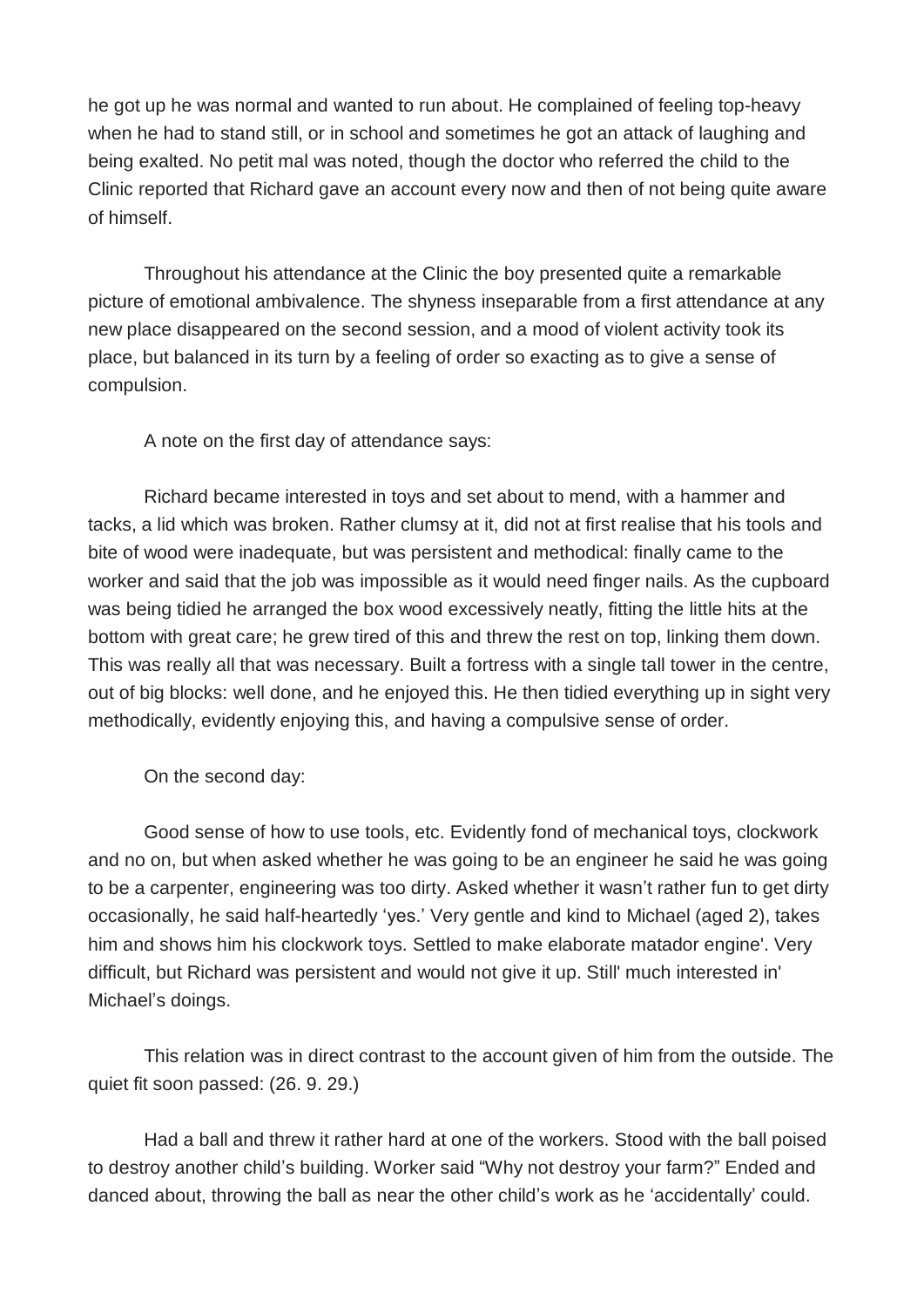he got up he was normal and wanted to run about. He complained of feeling top-heavy when he had to stand still, or in school and sometimes he got an attack of laughing and being exalted. No petit mal was noted, though the doctor who referred the child to the Clinic reported that Richard gave an account every now and then of not being quite aware of himself.

Throughout his attendance at the Clinic the boy presented quite a remarkable picture of emotional ambivalence. The shyness inseparable from a first attendance at any new place disappeared on the second session, and a mood of violent activity took its place, but balanced in its turn by a feeling of order so exacting as to give a sense of compulsion.

A note on the first day of attendance says:

Richard became interested in toys and set about to mend, with a hammer and tacks, a lid which was broken. Rather clumsy at it, did not at first realise that his tools and bite of wood were inadequate, but was persistent and methodical: finally came to the worker and said that the job was impossible as it would need finger nails. As the cupboard was being tidied he arranged the box wood excessively neatly, fitting the little hits at the bottom with great care; he grew tired of this and threw the rest on top, linking them down. This was really all that was necessary. Built a fortress with a single tall tower in the centre, out of big blocks: well done, and he enjoyed this. He then tidied everything up in sight very methodically, evidently enjoying this, and having a compulsive sense of order.

On the second day:

Good sense of how to use tools, etc. Evidently fond of mechanical toys, clockwork and no on, but when asked whether he was going to be an engineer he said he was going to be a carpenter, engineering was too dirty. Asked whether it wasn't rather fun to get dirty occasionally, he said half-heartedly 'yes.' Very gentle and kind to Michael (aged 2), takes him and shows him his clockwork toys. Settled to make elaborate matador engine'. Very difficult, but Richard was persistent and would not give it up. Still' much interested in' Michael's doings.

This relation was in direct contrast to the account given of him from the outside. The quiet fit soon passed: (26. 9. 29.)

Had a ball and threw it rather hard at one of the workers. Stood with the ball poised to destroy another child's building. Worker said "Why not destroy your farm?" Ended and danced about, throwing the ball as near the other child's work as he 'accidentally' could.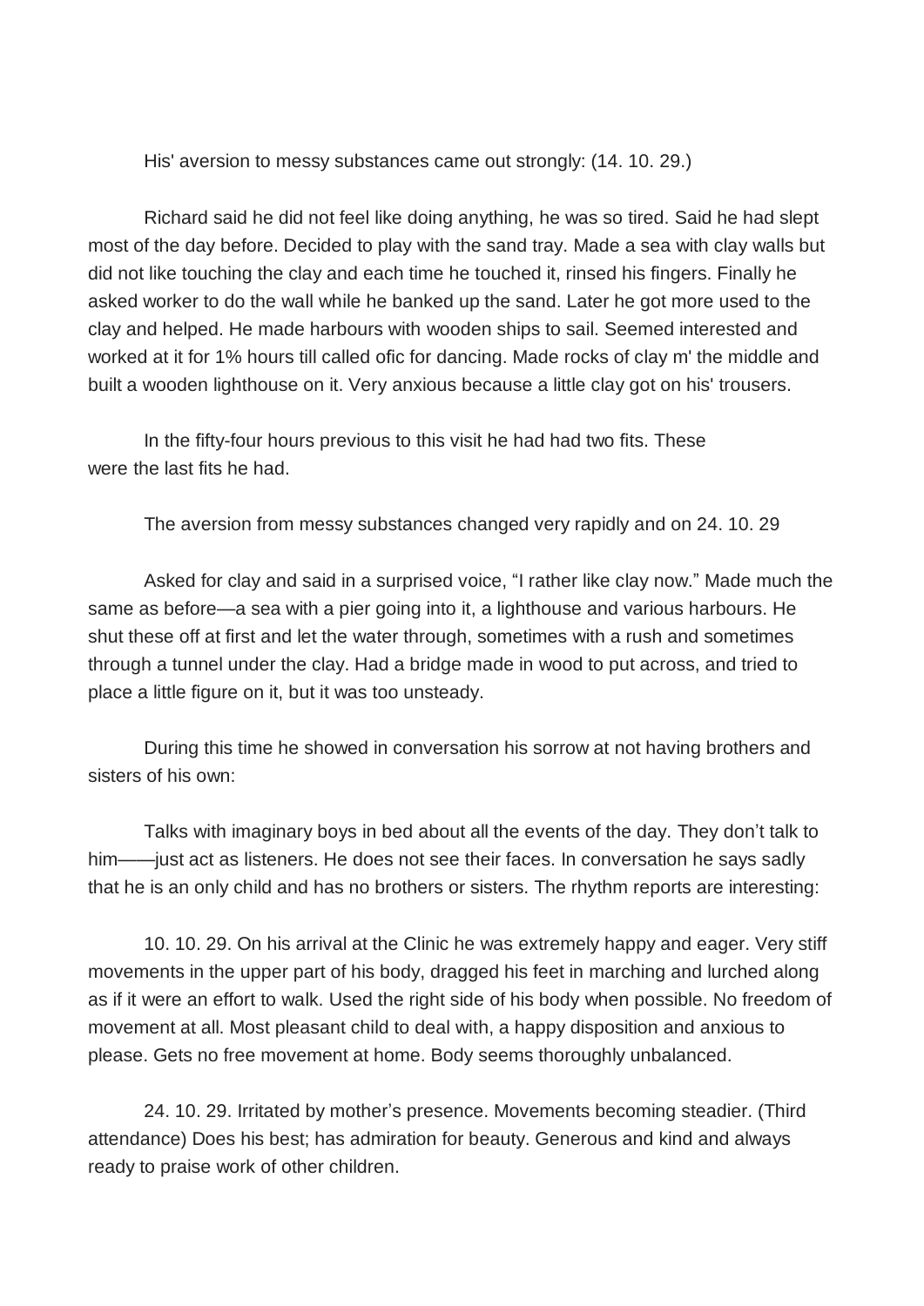His' aversion to messy substances came out strongly: (14. 10. 29.)

Richard said he did not feel like doing anything, he was so tired. Said he had slept most of the day before. Decided to play with the sand tray. Made a sea with clay walls but did not like touching the clay and each time he touched it, rinsed his fingers. Finally he asked worker to do the wall while he banked up the sand. Later he got more used to the clay and helped. He made harbours with wooden ships to sail. Seemed interested and worked at it for 1% hours till called ofic for dancing. Made rocks of clay m' the middle and built a wooden lighthouse on it. Very anxious because a little clay got on his' trousers.

In the fifty-four hours previous to this visit he had had two fits. These were the last fits he had.

The aversion from messy substances changed very rapidly and on 24. 10. 29

Asked for clay and said in a surprised voice, "I rather like clay now." Made much the same as before—a sea with a pier going into it, a lighthouse and various harbours. He shut these off at first and let the water through, sometimes with a rush and sometimes through a tunnel under the clay. Had a bridge made in wood to put across, and tried to place a little figure on it, but it was too unsteady.

During this time he showed in conversation his sorrow at not having brothers and sisters of his own:

Talks with imaginary boys in bed about all the events of the day. They don't talk to him——just act as listeners. He does not see their faces. In conversation he says sadly that he is an only child and has no brothers or sisters. The rhythm reports are interesting:

10. 10. 29. On his arrival at the Clinic he was extremely happy and eager. Very stiff movements in the upper part of his body, dragged his feet in marching and lurched along as if it were an effort to walk. Used the right side of his body when possible. No freedom of movement at all. Most pleasant child to deal with, a happy disposition and anxious to please. Gets no free movement at home. Body seems thoroughly unbalanced.

24. 10. 29. Irritated by mother's presence. Movements becoming steadier. (Third attendance) Does his best; has admiration for beauty. Generous and kind and always ready to praise work of other children.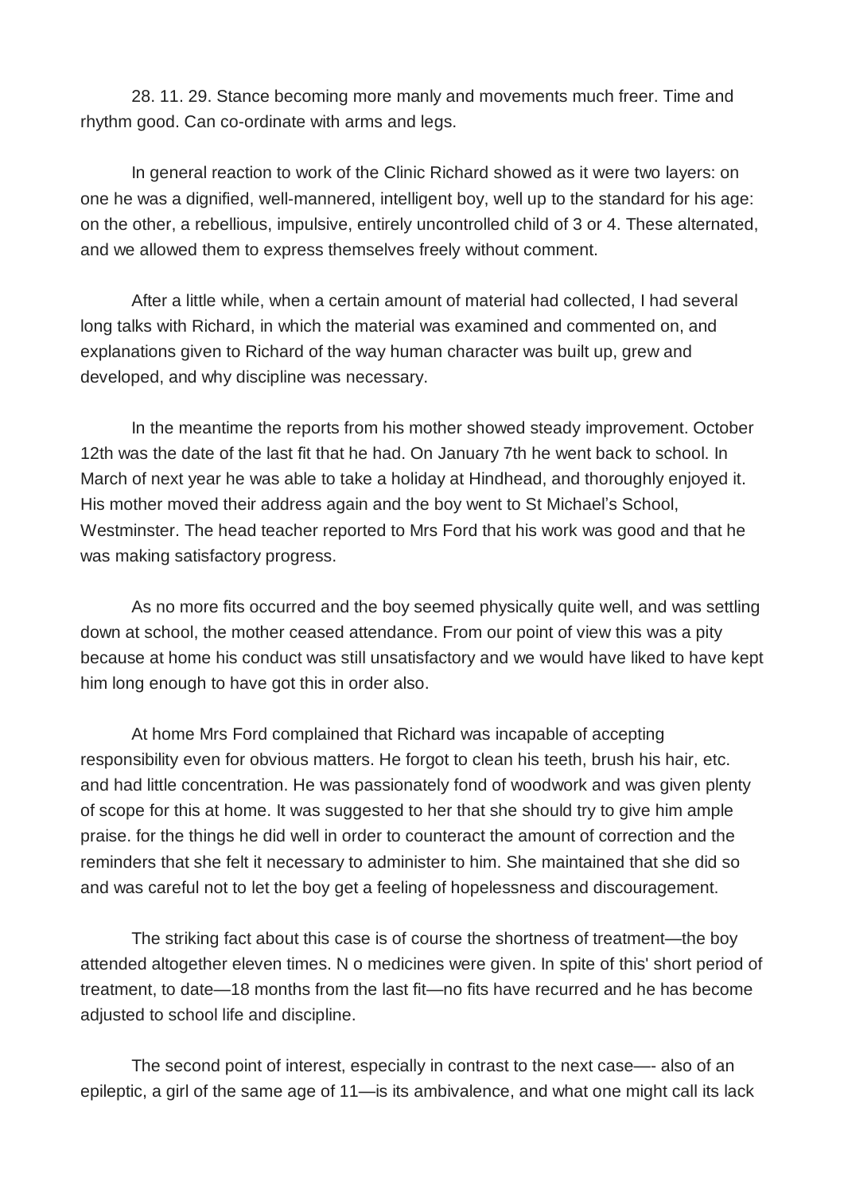28. 11. 29. Stance becoming more manly and movements much freer. Time and rhythm good. Can co-ordinate with arms and legs.

In general reaction to work of the Clinic Richard showed as it were two layers: on one he was a dignified, well-mannered, intelligent boy, well up to the standard for his age: on the other, a rebellious, impulsive, entirely uncontrolled child of 3 or 4. These alternated, and we allowed them to express themselves freely without comment.

After a little while, when a certain amount of material had collected, I had several long talks with Richard, in which the material was examined and commented on, and explanations given to Richard of the way human character was built up, grew and developed, and why discipline was necessary.

In the meantime the reports from his mother showed steady improvement. October 12th was the date of the last fit that he had. On January 7th he went back to school. In March of next year he was able to take a holiday at Hindhead, and thoroughly enjoyed it. His mother moved their address again and the boy went to St Michael's School, Westminster. The head teacher reported to Mrs Ford that his work was good and that he was making satisfactory progress.

As no more fits occurred and the boy seemed physically quite well, and was settling down at school, the mother ceased attendance. From our point of view this was a pity because at home his conduct was still unsatisfactory and we would have liked to have kept him long enough to have got this in order also.

At home Mrs Ford complained that Richard was incapable of accepting responsibility even for obvious matters. He forgot to clean his teeth, brush his hair, etc. and had little concentration. He was passionately fond of woodwork and was given plenty of scope for this at home. It was suggested to her that she should try to give him ample praise. for the things he did well in order to counteract the amount of correction and the reminders that she felt it necessary to administer to him. She maintained that she did so and was careful not to let the boy get a feeling of hopelessness and discouragement.

The striking fact about this case is of course the shortness of treatment—the boy attended altogether eleven times. N o medicines were given. In spite of this' short period of treatment, to date—18 months from the last fit—no fits have recurred and he has become adjusted to school life and discipline.

The second point of interest, especially in contrast to the next case—- also of an epileptic, a girl of the same age of 11—is its ambivalence, and what one might call its lack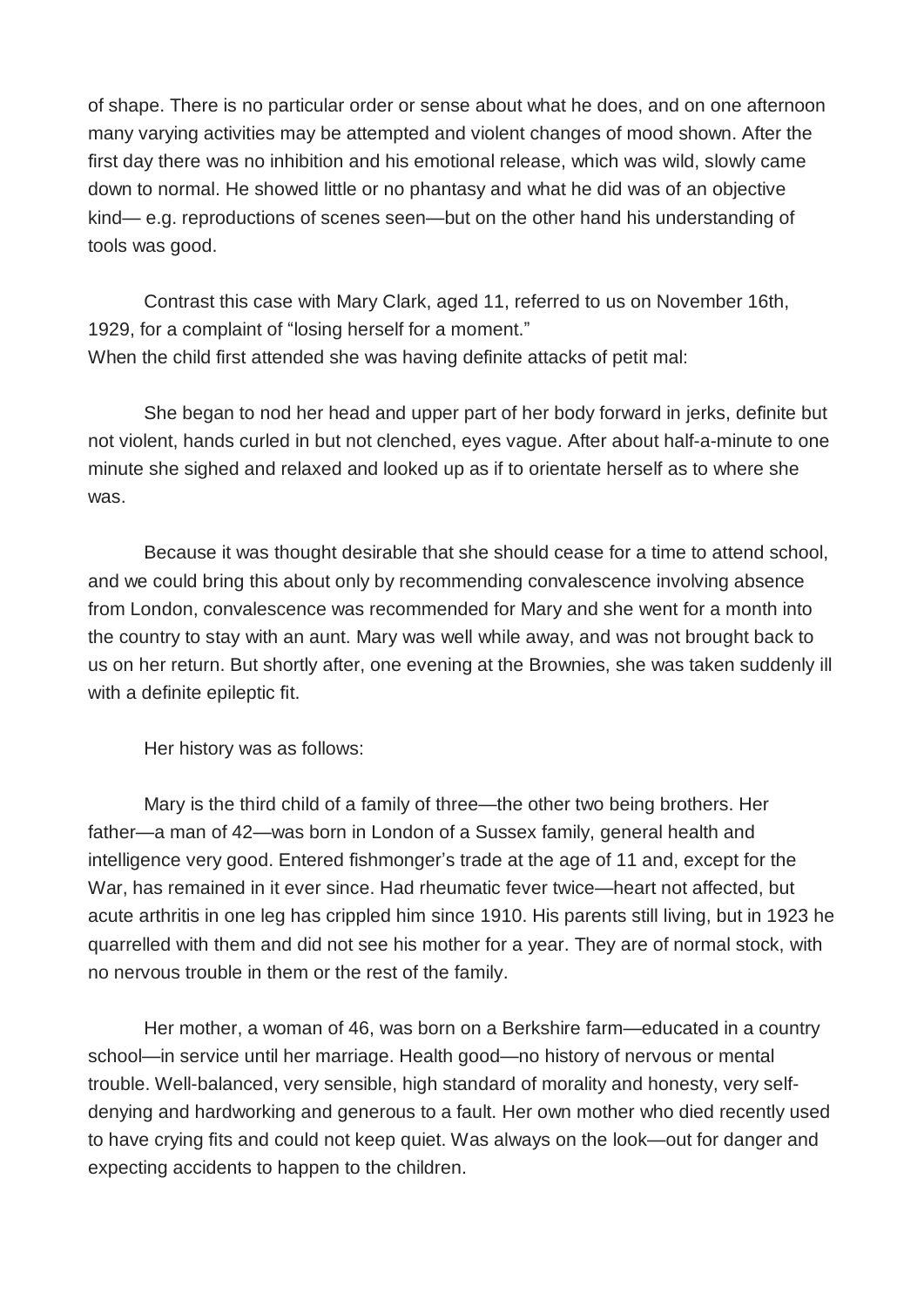of shape. There is no particular order or sense about what he does, and on one afternoon many varying activities may be attempted and violent changes of mood shown. After the first day there was no inhibition and his emotional release, which was wild, slowly came down to normal. He showed little or no phantasy and what he did was of an objective kind— e.g. reproductions of scenes seen—but on the other hand his understanding of tools was good.

Contrast this case with Mary Clark, aged 11, referred to us on November 16th, 1929, for a complaint of "losing herself for a moment."
When the child first attended she was having definite attacks of petit mal:

She began to nod her head and upper part of her body forward in jerks, definite but not violent, hands curled in but not clenched, eyes vague. After about half-a-minute to one minute she sighed and relaxed and looked up as if to orientate herself as to where she was.

Because it was thought desirable that she should cease for a time to attend school, and we could bring this about only by recommending convalescence involving absence from London, convalescence was recommended for Mary and she went for a month into the country to stay with an aunt. Mary was well while away, and was not brought back to us on her return. But shortly after, one evening at the Brownies, she was taken suddenly ill with a definite epileptic fit.

Her history was as follows:

Mary is the third child of a family of three—the other two being brothers. Her father—a man of 42—was born in London of a Sussex family, general health and intelligence very good. Entered fishmonger's trade at the age of 11 and, except for the War, has remained in it ever since. Had rheumatic fever twice—heart not affected, but acute arthritis in one leg has crippled him since 1910. His parents still living, but in 1923 he quarrelled with them and did not see his mother for a year. They are of normal stock, with no nervous trouble in them or the rest of the family.

Her mother, a woman of 46, was born on a Berkshire farm—educated in a country school—in service until her marriage. Health good—no history of nervous or mental trouble. Well-balanced, very sensible, high standard of morality and honesty, very self-denying and hardworking and generous to a fault. Her own mother who died recently used to have crying fits and could not keep quiet. Was always on the look—out for danger and expecting accidents to happen to the children.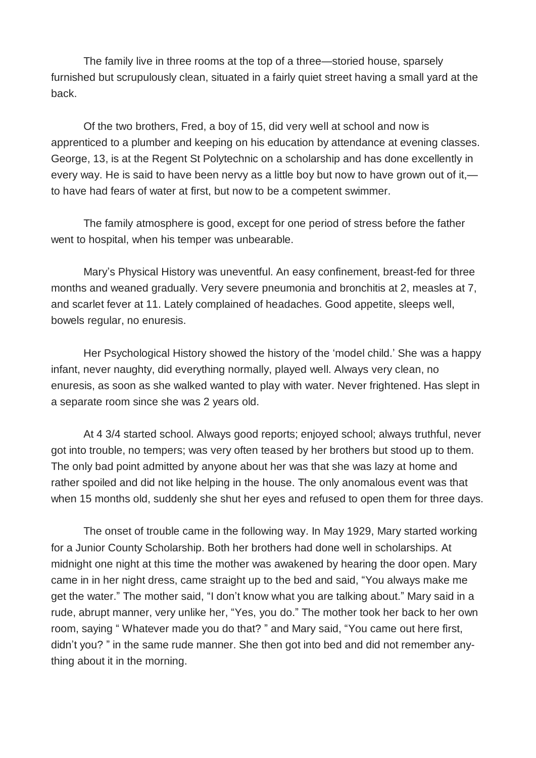The family live in three rooms at the top of a three—storied house, sparsely furnished but scrupulously clean, situated in a fairly quiet street having a small yard at the back.

Of the two brothers, Fred, a boy of 15, did very well at school and now is apprenticed to a plumber and keeping on his education by attendance at evening classes. George, 13, is at the Regent St Polytechnic on a scholarship and has done excellently in every way. He is said to have been nervy as a little boy but now to have grown out of it,—to have had fears of water at first, but now to be a competent swimmer.

The family atmosphere is good, except for one period of stress before the father went to hospital, when his temper was unbearable.

Mary's Physical History was uneventful. An easy confinement, breast-fed for three months and weaned gradually. Very severe pneumonia and bronchitis at 2, measles at 7, and scarlet fever at 11. Lately complained of headaches. Good appetite, sleeps well, bowels regular, no enuresis.

Her Psychological History showed the history of the 'model child.' She was a happy infant, never naughty, did everything normally, played well. Always very clean, no enuresis, as soon as she walked wanted to play with water. Never frightened. Has slept in a separate room since she was 2 years old.

At 4 3/4 started school. Always good reports; enjoyed school; always truthful, never got into trouble, no tempers; was very often teased by her brothers but stood up to them. The only bad point admitted by anyone about her was that she was lazy at home and rather spoiled and did not like helping in the house. The only anomalous event was that when 15 months old, suddenly she shut her eyes and refused to open them for three days.

The onset of trouble came in the following way. In May 1929, Mary started working for a Junior County Scholarship. Both her brothers had done well in scholarships. At midnight one night at this time the mother was awakened by hearing the door open. Mary came in in her night dress, came straight up to the bed and said, "You always make me get the water." The mother said, "I don't know what you are talking about." Mary said in a rude, abrupt manner, very unlike her, "Yes, you do." The mother took her back to her own room, saying " Whatever made you do that? " and Mary said, "You came out here first, didn't you? " in the same rude manner. She then got into bed and did not remember anything about it in the morning.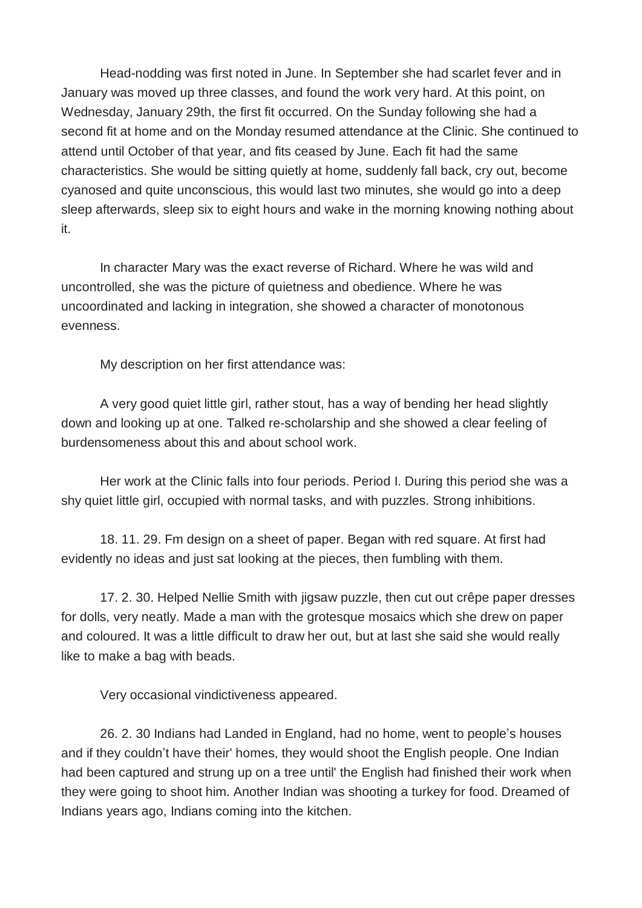Head-nodding was first noted in June. In September she had scarlet fever and in January was moved up three classes, and found the work very hard. At this point, on Wednesday, January 29th, the first fit occurred. On the Sunday following she had a second fit at home and on the Monday resumed attendance at the Clinic. She continued to attend until October of that year, and fits ceased by June. Each fit had the same characteristics. She would be sitting quietly at home, suddenly fall back, cry out, become cyanosed and quite unconscious, this would last two minutes, she would go into a deep sleep afterwards, sleep six to eight hours and wake in the morning knowing nothing about it.

In character Mary was the exact reverse of Richard. Where he was wild and uncontrolled, she was the picture of quietness and obedience. Where he was uncoordinated and lacking in integration, she showed a character of monotonous evenness.

My description on her first attendance was:

A very good quiet little girl, rather stout, has a way of bending her head slightly down and looking up at one. Talked re-scholarship and she showed a clear feeling of burdensomeness about this and about school work.

Her work at the Clinic falls into four periods. Period I. During this period she was a shy quiet little girl, occupied with normal tasks, and with puzzles. Strong inhibitions.

18. 11. 29. Fm design on a sheet of paper. Began with red square. At first had evidently no ideas and just sat looking at the pieces, then fumbling with them.

17. 2. 30. Helped Nellie Smith with jigsaw puzzle, then cut out crêpe paper dresses for dolls, very neatly. Made a man with the grotesque mosaics which she drew on paper and coloured. It was a little difficult to draw her out, but at last she said she would really like to make a bag with beads.

Very occasional vindictiveness appeared.

26. 2. 30 Indians had Landed in England, had no home, went to people's houses and if they couldn't have their' homes, they would shoot the English people. One Indian had been captured and strung up on a tree until' the English had finished their work when they were going to shoot him. Another Indian was shooting a turkey for food. Dreamed of Indians years ago, Indians coming into the kitchen.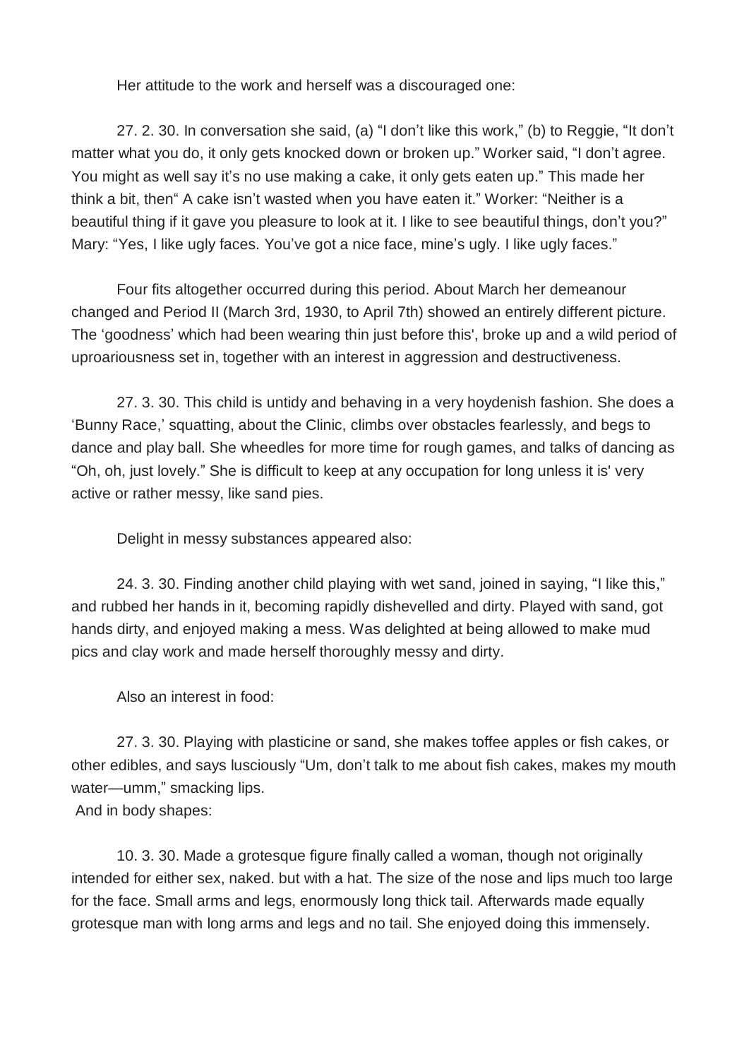Her attitude to the work and herself was a discouraged one:

27. 2. 30. In conversation she said, (a) "I don't like this work," (b) to Reggie, "It don't matter what you do, it only gets knocked down or broken up." Worker said, "I don't agree. You might as well say it's no use making a cake, it only gets eaten up." This made her think a bit, then" A cake isn't wasted when you have eaten it." Worker: "Neither is a beautiful thing if it gave you pleasure to look at it. I like to see beautiful things, don't you?" Mary: "Yes, I like ugly faces. You've got a nice face, mine's ugly. I like ugly faces."

Four fits altogether occurred during this period. About March her demeanour changed and Period II (March 3rd, 1930, to April 7th) showed an entirely different picture. The 'goodness' which had been wearing thin just before this', broke up and a wild period of uproariousness set in, together with an interest in aggression and destructiveness.

27. 3. 30. This child is untidy and behaving in a very hoydenish fashion. She does a 'Bunny Race,' squatting, about the Clinic, climbs over obstacles fearlessly, and begs to dance and play ball. She wheedles for more time for rough games, and talks of dancing as "Oh, oh, just lovely." She is difficult to keep at any occupation for long unless it is' very active or rather messy, like sand pies.

Delight in messy substances appeared also:

24. 3. 30. Finding another child playing with wet sand, joined in saying, "I like this," and rubbed her hands in it, becoming rapidly dishevelled and dirty. Played with sand, got hands dirty, and enjoyed making a mess. Was delighted at being allowed to make mud pics and clay work and made herself thoroughly messy and dirty.

Also an interest in food:

27. 3. 30. Playing with plasticine or sand, she makes toffee apples or fish cakes, or other edibles, and says lusciously "Um, don't talk to me about fish cakes, makes my mouth water—umm," smacking lips.

And in body shapes:

10. 3. 30. Made a grotesque figure finally called a woman, though not originally intended for either sex, naked. but with a hat. The size of the nose and lips much too large for the face. Small arms and legs, enormously long thick tail. Afterwards made equally grotesque man with long arms and legs and no tail. She enjoyed doing this immensely.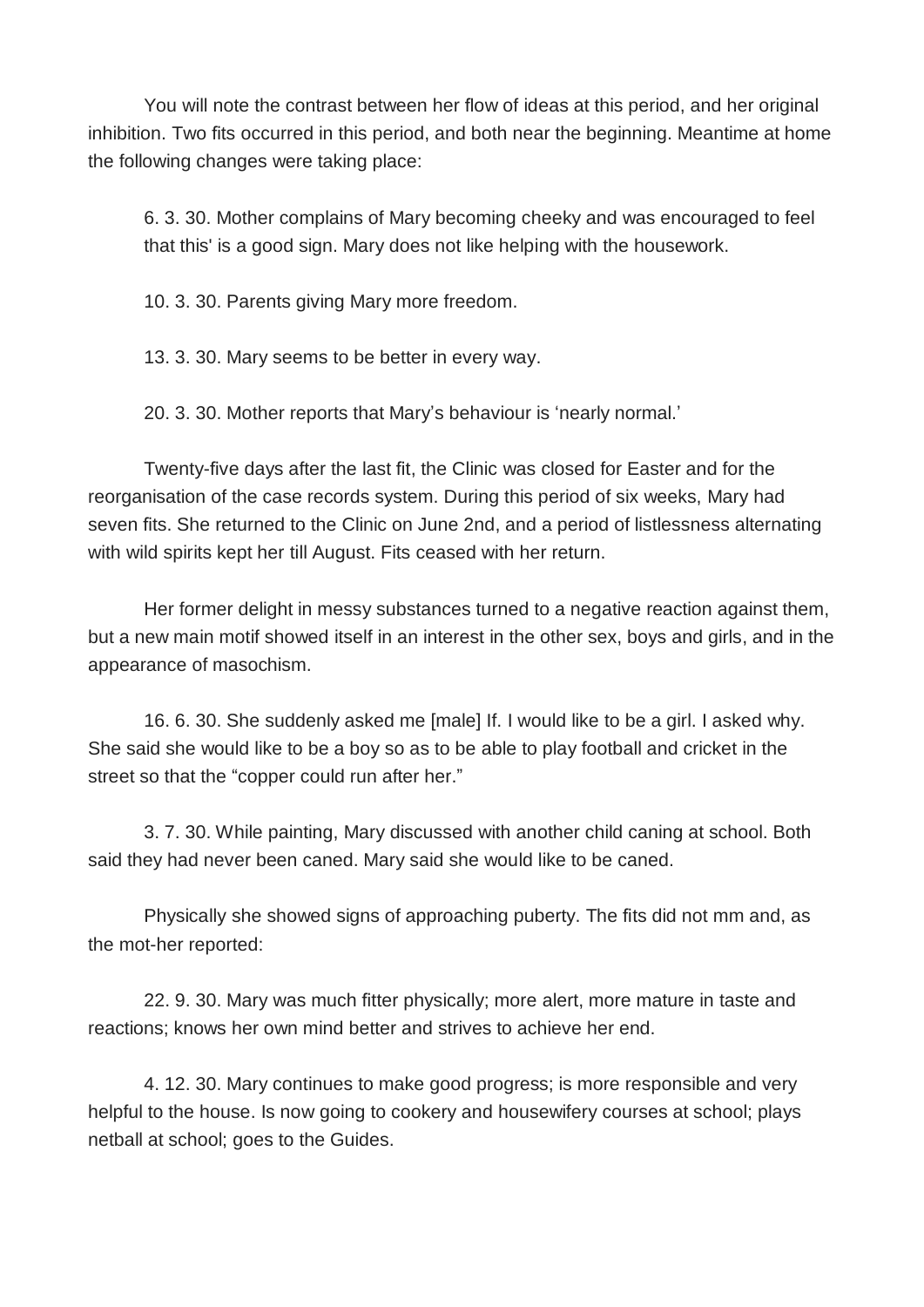You will note the contrast between her flow of ideas at this period, and her original inhibition. Two fits occurred in this period, and both near the beginning. Meantime at home the following changes were taking place:

> 6. 3. 30. Mother complains of Mary becoming cheeky and was encouraged to feel that this' is a good sign. Mary does not like helping with the housework.
>
> 10. 3. 30. Parents giving Mary more freedom.
>
> 13. 3. 30. Mary seems to be better in every way.
>
> 20. 3. 30. Mother reports that Mary's behaviour is 'nearly normal.'

Twenty-five days after the last fit, the Clinic was closed for Easter and for the reorganisation of the case records system. During this period of six weeks, Mary had seven fits. She returned to the Clinic on June 2nd, and a period of listlessness alternating with wild spirits kept her till August. Fits ceased with her return.

Her former delight in messy substances turned to a negative reaction against them, but a new main motif showed itself in an interest in the other sex, boys and girls, and in the appearance of masochism.

16. 6. 30. She suddenly asked me [male] If. I would like to be a girl. I asked why. She said she would like to be a boy so as to be able to play football and cricket in the street so that the "copper could run after her."

3. 7. 30. While painting, Mary discussed with another child caning at school. Both said they had never been caned. Mary said she would like to be caned.

Physically she showed signs of approaching puberty. The fits did not mm and, as the mot-her reported:

22. 9. 30. Mary was much fitter physically; more alert, more mature in taste and reactions; knows her own mind better and strives to achieve her end.

4. 12. 30. Mary continues to make good progress; is more responsible and very helpful to the house. Is now going to cookery and housewifery courses at school; plays netball at school; goes to the Guides.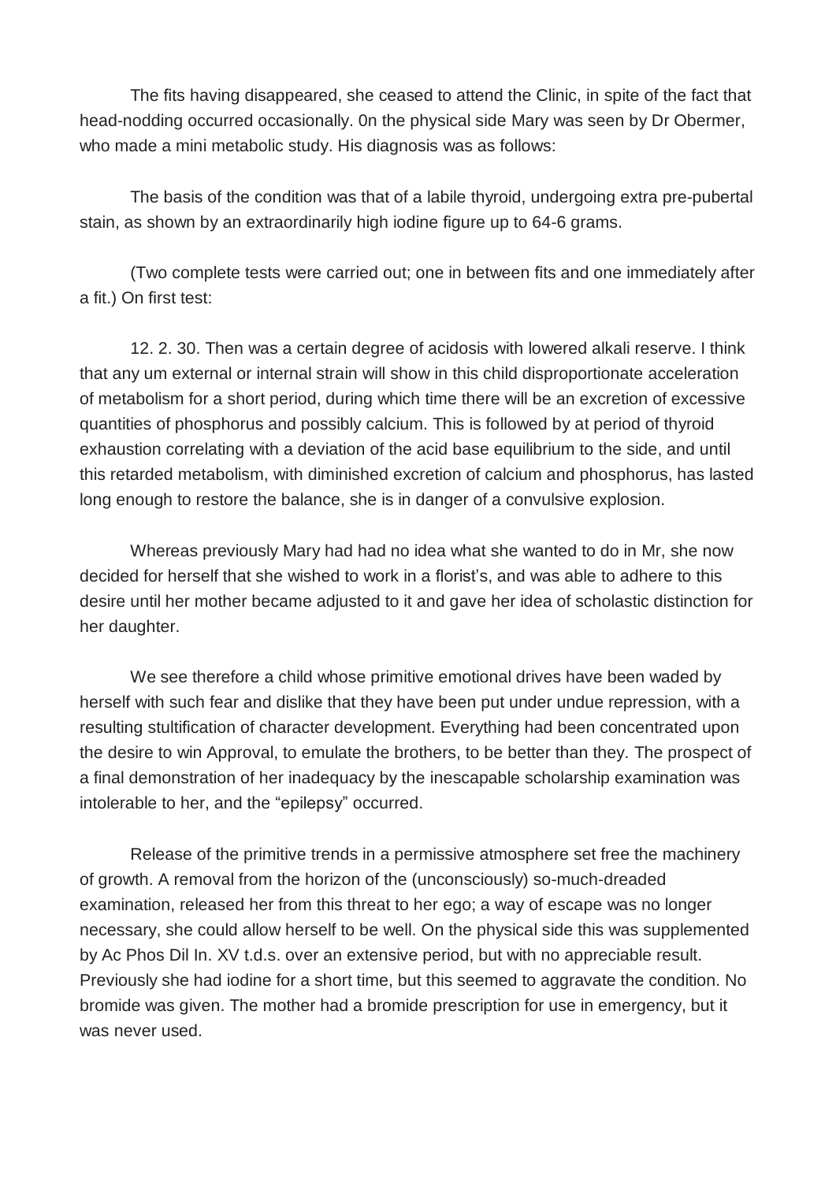The fits having disappeared, she ceased to attend the Clinic, in spite of the fact that head-nodding occurred occasionally. 0n the physical side Mary was seen by Dr Obermer, who made a mini metabolic study. His diagnosis was as follows:

The basis of the condition was that of a labile thyroid, undergoing extra pre-pubertal stain, as shown by an extraordinarily high iodine figure up to 64-6 grams.

(Two complete tests were carried out; one in between fits and one immediately after a fit.) On first test:

12. 2. 30. Then was a certain degree of acidosis with lowered alkali reserve. I think that any um external or internal strain will show in this child disproportionate acceleration of metabolism for a short period, during which time there will be an excretion of excessive quantities of phosphorus and possibly calcium. This is followed by at period of thyroid exhaustion correlating with a deviation of the acid base equilibrium to the side, and until this retarded metabolism, with diminished excretion of calcium and phosphorus, has lasted long enough to restore the balance, she is in danger of a convulsive explosion.

Whereas previously Mary had had no idea what she wanted to do in Mr, she now decided for herself that she wished to work in a florist's, and was able to adhere to this desire until her mother became adjusted to it and gave her idea of scholastic distinction for her daughter.

We see therefore a child whose primitive emotional drives have been waded by herself with such fear and dislike that they have been put under undue repression, with a resulting stultification of character development. Everything had been concentrated upon the desire to win Approval, to emulate the brothers, to be better than they. The prospect of a final demonstration of her inadequacy by the inescapable scholarship examination was intolerable to her, and the "epilepsy" occurred.

Release of the primitive trends in a permissive atmosphere set free the machinery of growth. A removal from the horizon of the (unconsciously) so-much-dreaded examination, released her from this threat to her ego; a way of escape was no longer necessary, she could allow herself to be well. On the physical side this was supplemented by Ac Phos Dil In. XV t.d.s. over an extensive period, but with no appreciable result. Previously she had iodine for a short time, but this seemed to aggravate the condition. No bromide was given. The mother had a bromide prescription for use in emergency, but it was never used.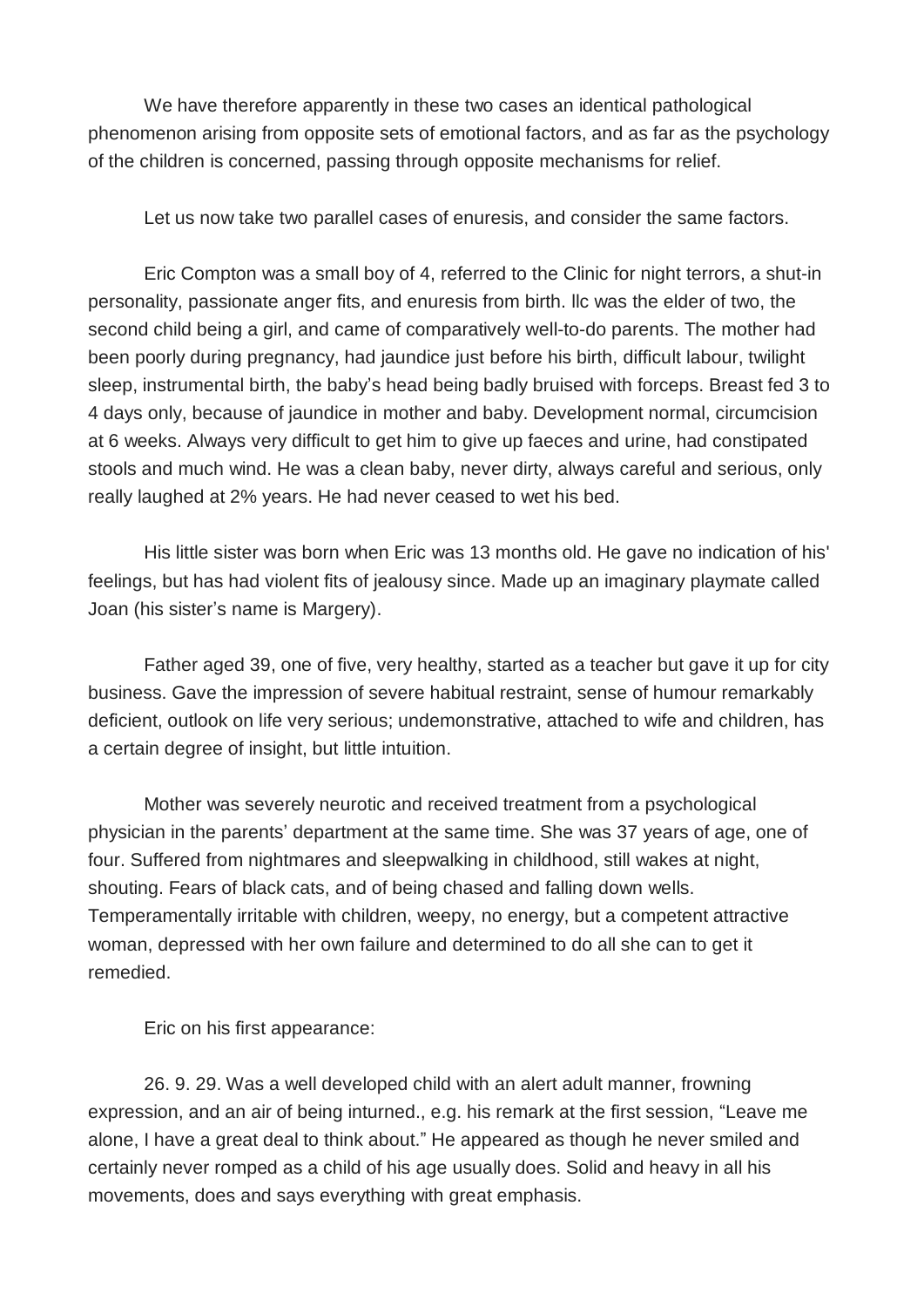We have therefore apparently in these two cases an identical pathological phenomenon arising from opposite sets of emotional factors, and as far as the psychology of the children is concerned, passing through opposite mechanisms for relief.

Let us now take two parallel cases of enuresis, and consider the same factors.

Eric Compton was a small boy of 4, referred to the Clinic for night terrors, a shut-in personality, passionate anger fits, and enuresis from birth. llc was the elder of two, the second child being a girl, and came of comparatively well-to-do parents. The mother had been poorly during pregnancy, had jaundice just before his birth, difficult labour, twilight sleep, instrumental birth, the baby's head being badly bruised with forceps. Breast fed 3 to 4 days only, because of jaundice in mother and baby. Development normal, circumcision at 6 weeks. Always very difficult to get him to give up faeces and urine, had constipated stools and much wind. He was a clean baby, never dirty, always careful and serious, only really laughed at 2% years. He had never ceased to wet his bed.

His little sister was born when Eric was 13 months old. He gave no indication of his' feelings, but has had violent fits of jealousy since. Made up an imaginary playmate called Joan (his sister's name is Margery).

Father aged 39, one of five, very healthy, started as a teacher but gave it up for city business. Gave the impression of severe habitual restraint, sense of humour remarkably deficient, outlook on life very serious; undemonstrative, attached to wife and children, has a certain degree of insight, but little intuition.

Mother was severely neurotic and received treatment from a psychological physician in the parents' department at the same time. She was 37 years of age, one of four. Suffered from nightmares and sleepwalking in childhood, still wakes at night, shouting. Fears of black cats, and of being chased and falling down wells. Temperamentally irritable with children, weepy, no energy, but a competent attractive woman, depressed with her own failure and determined to do all she can to get it remedied.

Eric on his first appearance:

26. 9. 29. Was a well developed child with an alert adult manner, frowning expression, and an air of being inturned., e.g. his remark at the first session, "Leave me alone, I have a great deal to think about." He appeared as though he never smiled and certainly never romped as a child of his age usually does. Solid and heavy in all his movements, does and says everything with great emphasis.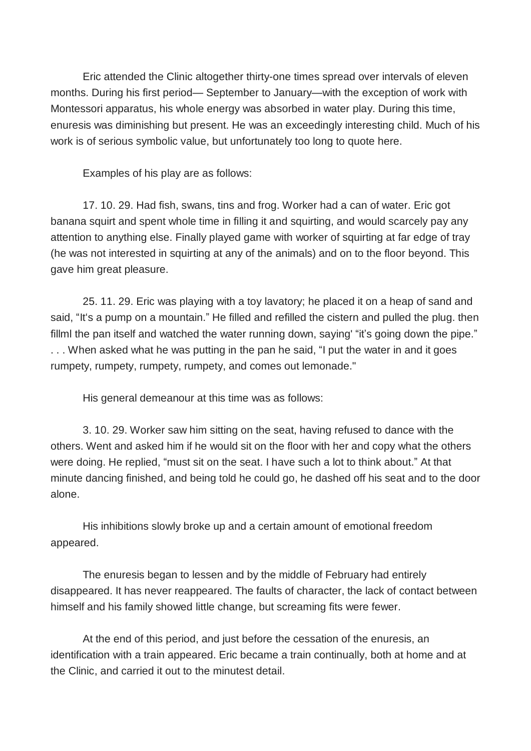Eric attended the Clinic altogether thirty-one times spread over intervals of eleven months. During his first period— September to January—with the exception of work with Montessori apparatus, his whole energy was absorbed in water play. During this time, enuresis was diminishing but present. He was an exceedingly interesting child. Much of his work is of serious symbolic value, but unfortunately too long to quote here.

Examples of his play are as follows:

17. 10. 29. Had fish, swans, tins and frog. Worker had a can of water. Eric got banana squirt and spent whole time in filling it and squirting, and would scarcely pay any attention to anything else. Finally played game with worker of squirting at far edge of tray (he was not interested in squirting at any of the animals) and on to the floor beyond. This gave him great pleasure.

25. 11. 29. Eric was playing with a toy lavatory; he placed it on a heap of sand and said, "It's a pump on a mountain." He filled and refilled the cistern and pulled the plug. then fillml the pan itself and watched the water running down, saying' "it's going down the pipe." . . . When asked what he was putting in the pan he said, "I put the water in and it goes rumpety, rumpety, rumpety, rumpety, and comes out lemonade."

His general demeanour at this time was as follows:

3. 10. 29. Worker saw him sitting on the seat, having refused to dance with the others. Went and asked him if he would sit on the floor with her and copy what the others were doing. He replied, "must sit on the seat. I have such a lot to think about." At that minute dancing finished, and being told he could go, he dashed off his seat and to the door alone.

His inhibitions slowly broke up and a certain amount of emotional freedom appeared.

The enuresis began to lessen and by the middle of February had entirely disappeared. It has never reappeared. The faults of character, the lack of contact between himself and his family showed little change, but screaming fits were fewer.

At the end of this period, and just before the cessation of the enuresis, an identification with a train appeared. Eric became a train continually, both at home and at the Clinic, and carried it out to the minutest detail.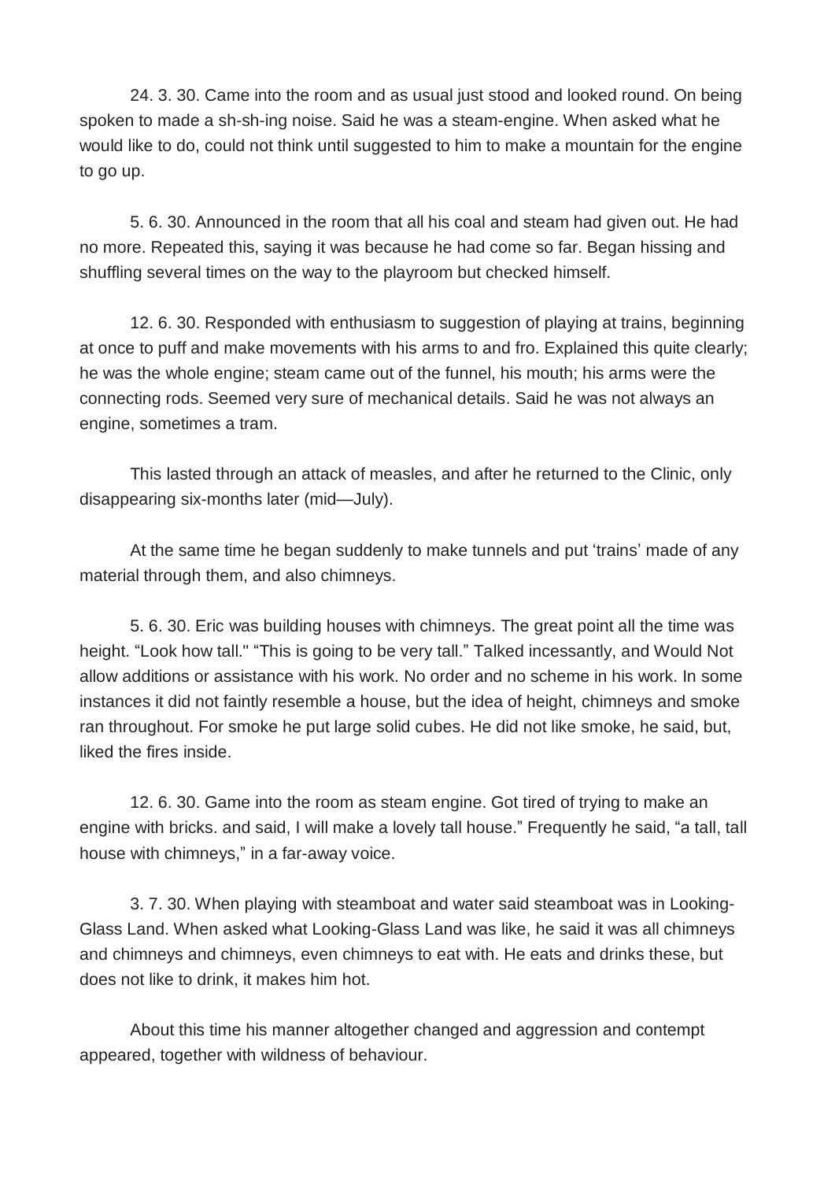24. 3. 30. Came into the room and as usual just stood and looked round. On being spoken to made a sh-sh-ing noise. Said he was a steam-engine. When asked what he would like to do, could not think until suggested to him to make a mountain for the engine to go up.

5. 6. 30. Announced in the room that all his coal and steam had given out. He had no more. Repeated this, saying it was because he had come so far. Began hissing and shuffling several times on the way to the playroom but checked himself.

12. 6. 30. Responded with enthusiasm to suggestion of playing at trains, beginning at once to puff and make movements with his arms to and fro. Explained this quite clearly; he was the whole engine; steam came out of the funnel, his mouth; his arms were the connecting rods. Seemed very sure of mechanical details. Said he was not always an engine, sometimes a tram.

This lasted through an attack of measles, and after he returned to the Clinic, only disappearing six-months later (mid—July).

At the same time he began suddenly to make tunnels and put 'trains' made of any material through them, and also chimneys.

5. 6. 30. Eric was building houses with chimneys. The great point all the time was height. "Look how tall." "This is going to be very tall." Talked incessantly, and Would Not allow additions or assistance with his work. No order and no scheme in his work. In some instances it did not faintly resemble a house, but the idea of height, chimneys and smoke ran throughout. For smoke he put large solid cubes. He did not like smoke, he said, but, liked the fires inside.

12. 6. 30. Game into the room as steam engine. Got tired of trying to make an engine with bricks. and said, I will make a lovely tall house." Frequently he said, "a tall, tall house with chimneys," in a far-away voice.

3. 7. 30. When playing with steamboat and water said steamboat was in Looking-Glass Land. When asked what Looking-Glass Land was like, he said it was all chimneys and chimneys and chimneys, even chimneys to eat with. He eats and drinks these, but does not like to drink, it makes him hot.

About this time his manner altogether changed and aggression and contempt appeared, together with wildness of behaviour.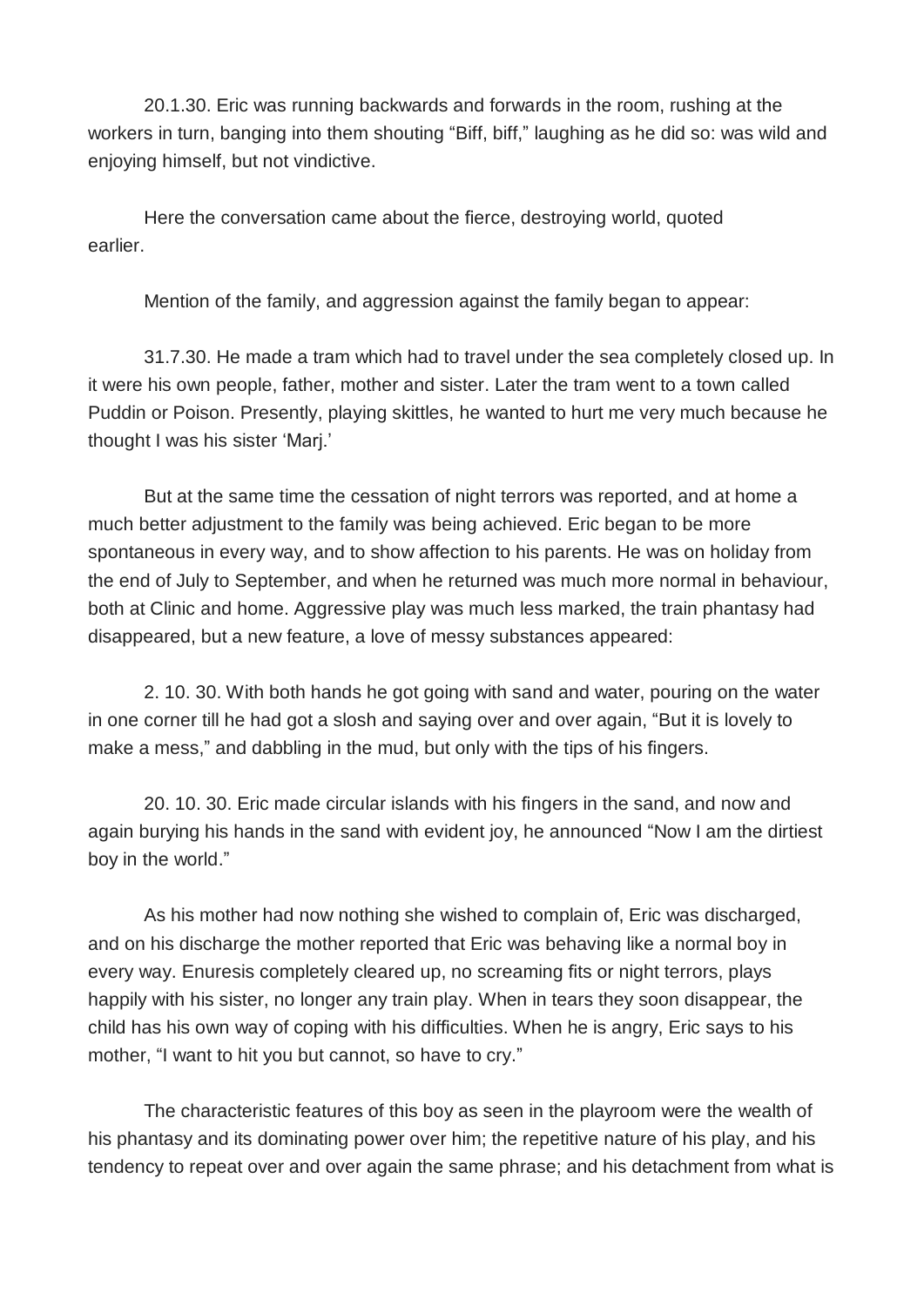20.1.30. Eric was running backwards and forwards in the room, rushing at the workers in turn, banging into them shouting “Biff, biff,” laughing as he did so: was wild and enjoying himself, but not vindictive.

Here the conversation came about the fierce, destroying world, quoted earlier.

Mention of the family, and aggression against the family began to appear:

31.7.30. He made a tram which had to travel under the sea completely closed up. In it were his own people, father, mother and sister. Later the tram went to a town called Puddin or Poison. Presently, playing skittles, he wanted to hurt me very much because he thought I was his sister ‘Marj.’

But at the same time the cessation of night terrors was reported, and at home a much better adjustment to the family was being achieved. Eric began to be more spontaneous in every way, and to show affection to his parents. He was on holiday from the end of July to September, and when he returned was much more normal in behaviour, both at Clinic and home. Aggressive play was much less marked, the train phantasy had disappeared, but a new feature, a love of messy substances appeared:

2. 10. 30. With both hands he got going with sand and water, pouring on the water in one corner till he had got a slosh and saying over and over again, “But it is lovely to make a mess,” and dabbling in the mud, but only with the tips of his fingers.

20. 10. 30. Eric made circular islands with his fingers in the sand, and now and again burying his hands in the sand with evident joy, he announced “Now I am the dirtiest boy in the world.”

As his mother had now nothing she wished to complain of, Eric was discharged, and on his discharge the mother reported that Eric was behaving like a normal boy in every way. Enuresis completely cleared up, no screaming fits or night terrors, plays happily with his sister, no longer any train play. When in tears they soon disappear, the child has his own way of coping with his difficulties. When he is angry, Eric says to his mother, “I want to hit you but cannot, so have to cry.”

The characteristic features of this boy as seen in the playroom were the wealth of his phantasy and its dominating power over him; the repetitive nature of his play, and his tendency to repeat over and over again the same phrase; and his detachment from what is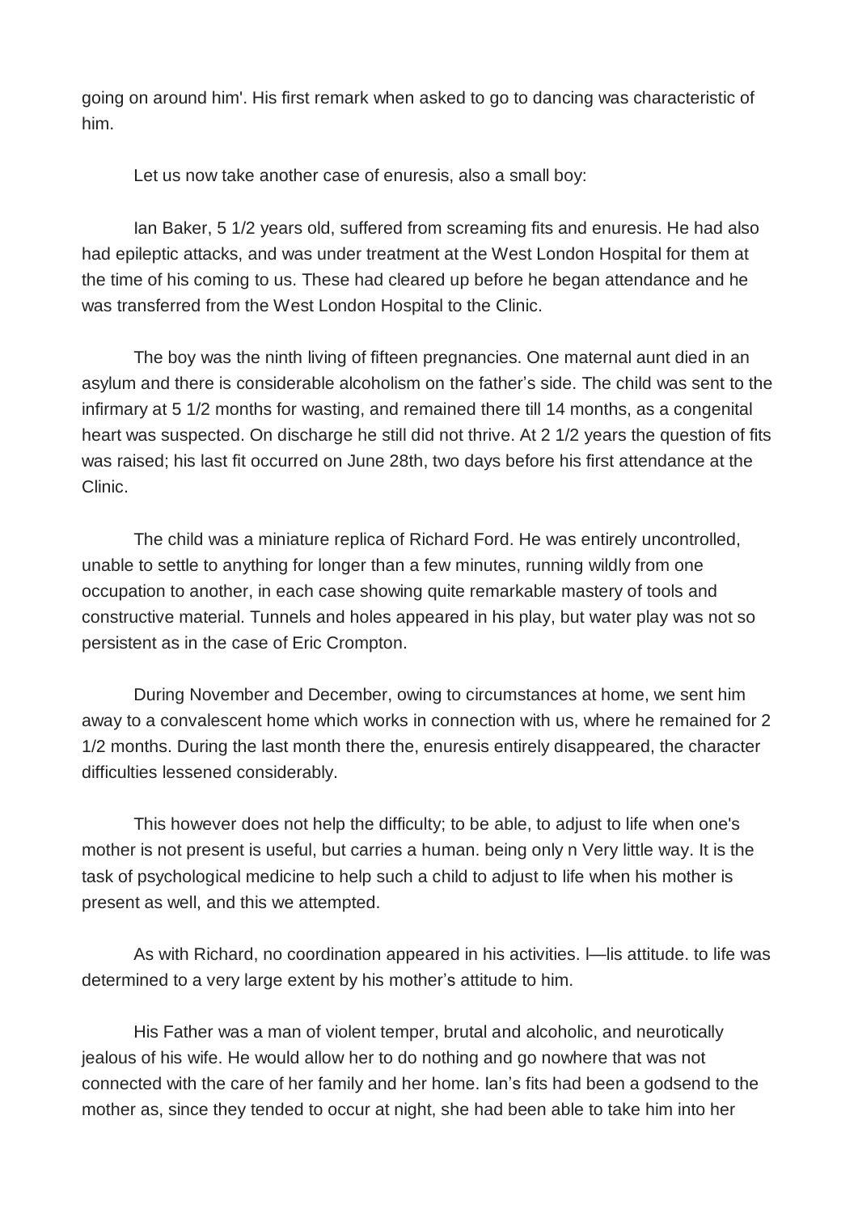going on around him'. His first remark when asked to go to dancing was characteristic of him.

Let us now take another case of enuresis, also a small boy:

Ian Baker, 5 1/2 years old, suffered from screaming fits and enuresis. He had also had epileptic attacks, and was under treatment at the West London Hospital for them at the time of his coming to us. These had cleared up before he began attendance and he was transferred from the West London Hospital to the Clinic.

The boy was the ninth living of fifteen pregnancies. One maternal aunt died in an asylum and there is considerable alcoholism on the father's side. The child was sent to the infirmary at 5 1/2 months for wasting, and remained there till 14 months, as a congenital heart was suspected. On discharge he still did not thrive. At 2 1/2 years the question of fits was raised; his last fit occurred on June 28th, two days before his first attendance at the Clinic.

The child was a miniature replica of Richard Ford. He was entirely uncontrolled, unable to settle to anything for longer than a few minutes, running wildly from one occupation to another, in each case showing quite remarkable mastery of tools and constructive material. Tunnels and holes appeared in his play, but water play was not so persistent as in the case of Eric Crompton.

During November and December, owing to circumstances at home, we sent him away to a convalescent home which works in connection with us, where he remained for 2 1/2 months. During the last month there the, enuresis entirely disappeared, the character difficulties lessened considerably.

This however does not help the difficulty; to be able, to adjust to life when one's mother is not present is useful, but carries a human. being only n Very little way. It is the task of psychological medicine to help such a child to adjust to life when his mother is present as well, and this we attempted.

As with Richard, no coordination appeared in his activities. I—lis attitude. to life was determined to a very large extent by his mother's attitude to him.

His Father was a man of violent temper, brutal and alcoholic, and neurotically jealous of his wife. He would allow her to do nothing and go nowhere that was not connected with the care of her family and her home. Ian's fits had been a godsend to the mother as, since they tended to occur at night, she had been able to take him into her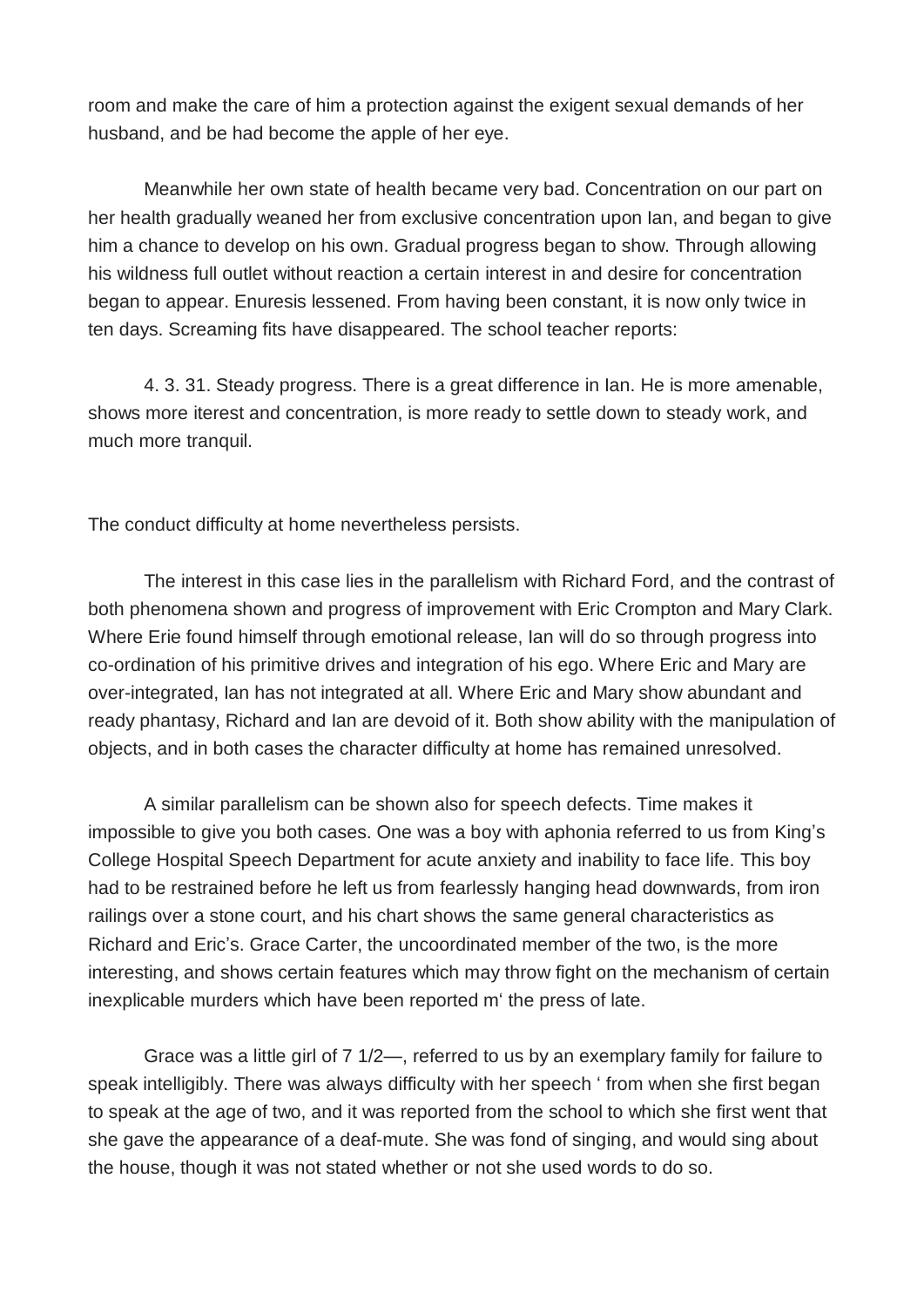room and make the care of him a protection against the exigent sexual demands of her husband, and be had become the apple of her eye.

Meanwhile her own state of health became very bad. Concentration on our part on her health gradually weaned her from exclusive concentration upon Ian, and began to give him a chance to develop on his own. Gradual progress began to show. Through allowing his wildness full outlet without reaction a certain interest in and desire for concentration began to appear. Enuresis lessened. From having been constant, it is now only twice in ten days. Screaming fits have disappeared. The school teacher reports:

4. 3. 31. Steady progress. There is a great difference in Ian. He is more amenable, shows more iterest and concentration, is more ready to settle down to steady work, and much more tranquil.

The conduct difficulty at home nevertheless persists.

The interest in this case lies in the parallelism with Richard Ford, and the contrast of both phenomena shown and progress of improvement with Eric Crompton and Mary Clark. Where Erie found himself through emotional release, Ian will do so through progress into co-ordination of his primitive drives and integration of his ego. Where Eric and Mary are over-integrated, Ian has not integrated at all. Where Eric and Mary show abundant and ready phantasy, Richard and Ian are devoid of it. Both show ability with the manipulation of objects, and in both cases the character difficulty at home has remained unresolved.

A similar parallelism can be shown also for speech defects. Time makes it impossible to give you both cases. One was a boy with aphonia referred to us from King's College Hospital Speech Department for acute anxiety and inability to face life. This boy had to be restrained before he left us from fearlessly hanging head downwards, from iron railings over a stone court, and his chart shows the same general characteristics as Richard and Eric's. Grace Carter, the uncoordinated member of the two, is the more interesting, and shows certain features which may throw fight on the mechanism of certain inexplicable murders which have been reported m' the press of late.

Grace was a little girl of 7 1/2—, referred to us by an exemplary family for failure to speak intelligibly. There was always difficulty with her speech ' from when she first began to speak at the age of two, and it was reported from the school to which she first went that she gave the appearance of a deaf-mute. She was fond of singing, and would sing about the house, though it was not stated whether or not she used words to do so.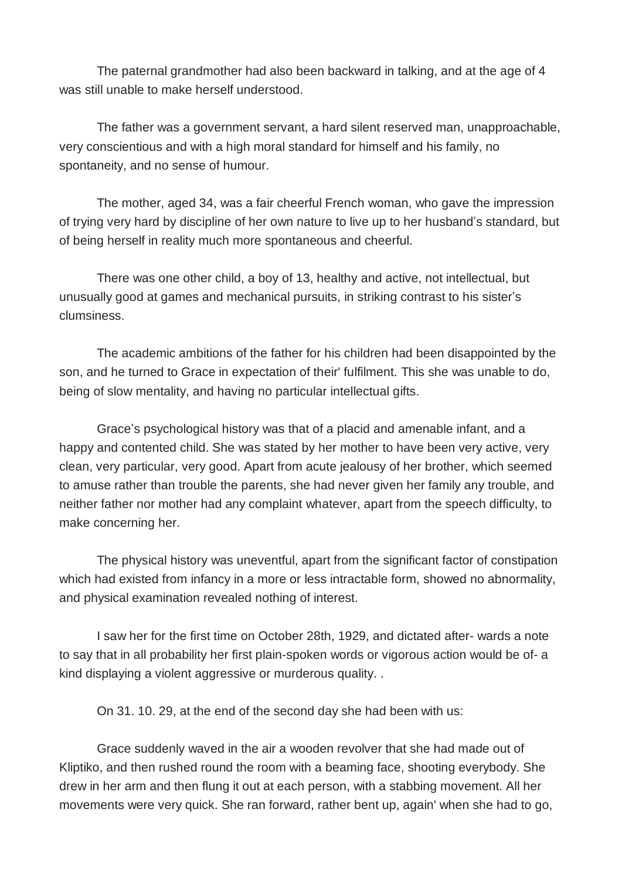The paternal grandmother had also been backward in talking, and at the age of 4 was still unable to make herself understood.

The father was a government servant, a hard silent reserved man, unapproachable, very conscientious and with a high moral standard for himself and his family, no spontaneity, and no sense of humour.

The mother, aged 34, was a fair cheerful French woman, who gave the impression of trying very hard by discipline of her own nature to live up to her husband's standard, but of being herself in reality much more spontaneous and cheerful.

There was one other child, a boy of 13, healthy and active, not intellectual, but unusually good at games and mechanical pursuits, in striking contrast to his sister's clumsiness.

The academic ambitions of the father for his children had been disappointed by the son, and he turned to Grace in expectation of their' fulfilment. This she was unable to do, being of slow mentality, and having no particular intellectual gifts.

Grace's psychological history was that of a placid and amenable infant, and a happy and contented child. She was stated by her mother to have been very active, very clean, very particular, very good. Apart from acute jealousy of her brother, which seemed to amuse rather than trouble the parents, she had never given her family any trouble, and neither father nor mother had any complaint whatever, apart from the speech difficulty, to make concerning her.

The physical history was uneventful, apart from the significant factor of constipation which had existed from infancy in a more or less intractable form, showed no abnormality, and physical examination revealed nothing of interest.

I saw her for the first time on October 28th, 1929, and dictated after- wards a note to say that in all probability her first plain-spoken words or vigorous action would be of- a kind displaying a violent aggressive or murderous quality. .

On 31. 10. 29, at the end of the second day she had been with us:

Grace suddenly waved in the air a wooden revolver that she had made out of Kliptiko, and then rushed round the room with a beaming face, shooting everybody. She drew in her arm and then flung it out at each person, with a stabbing movement. All her movements were very quick. She ran forward, rather bent up, again' when she had to go,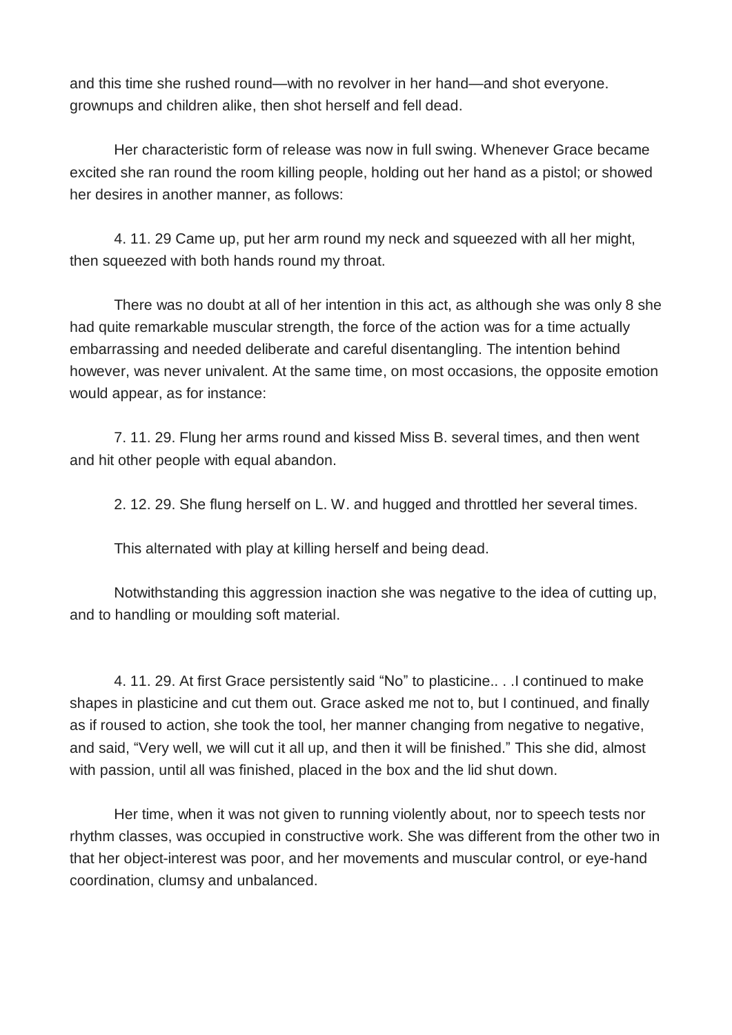and this time she rushed round—with no revolver in her hand—and shot everyone. grownups and children alike, then shot herself and fell dead.

Her characteristic form of release was now in full swing. Whenever Grace became excited she ran round the room killing people, holding out her hand as a pistol; or showed her desires in another manner, as follows:

4. 11. 29 Came up, put her arm round my neck and squeezed with all her might, then squeezed with both hands round my throat.

There was no doubt at all of her intention in this act, as although she was only 8 she had quite remarkable muscular strength, the force of the action was for a time actually embarrassing and needed deliberate and careful disentangling. The intention behind however, was never univalent. At the same time, on most occasions, the opposite emotion would appear, as for instance:

7. 11. 29. Flung her arms round and kissed Miss B. several times, and then went and hit other people with equal abandon.

2. 12. 29. She flung herself on L. W. and hugged and throttled her several times.

This alternated with play at killing herself and being dead.

Notwithstanding this aggression inaction she was negative to the idea of cutting up, and to handling or moulding soft material.

4. 11. 29. At first Grace persistently said "No" to plasticine.. . .I continued to make shapes in plasticine and cut them out. Grace asked me not to, but I continued, and finally as if roused to action, she took the tool, her manner changing from negative to negative, and said, "Very well, we will cut it all up, and then it will be finished." This she did, almost with passion, until all was finished, placed in the box and the lid shut down.

Her time, when it was not given to running violently about, nor to speech tests nor rhythm classes, was occupied in constructive work. She was different from the other two in that her object-interest was poor, and her movements and muscular control, or eye-hand coordination, clumsy and unbalanced.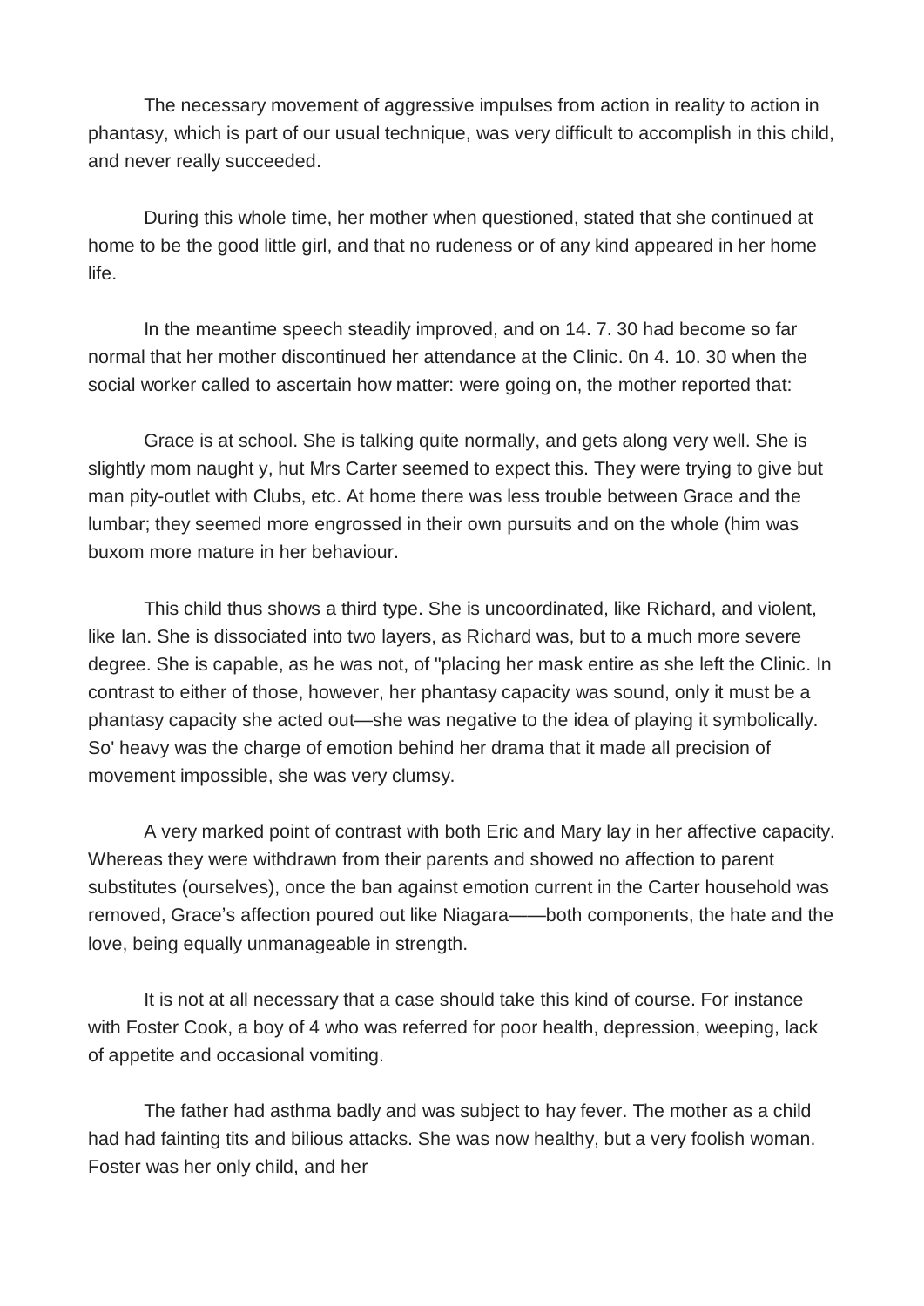The necessary movement of aggressive impulses from action in reality to action in phantasy, which is part of our usual technique, was very difficult to accomplish in this child, and never really succeeded.

During this whole time, her mother when questioned, stated that she continued at home to be the good little girl, and that no rudeness or of any kind appeared in her home life.

In the meantime speech steadily improved, and on 14. 7. 30 had become so far normal that her mother discontinued her attendance at the Clinic. 0n 4. 10. 30 when the social worker called to ascertain how matter: were going on, the mother reported that:

Grace is at school. She is talking quite normally, and gets along very well. She is slightly mom naught y, hut Mrs Carter seemed to expect this. They were trying to give but man pity-outlet with Clubs, etc. At home there was less trouble between Grace and the lumbar; they seemed more engrossed in their own pursuits and on the whole (him was buxom more mature in her behaviour.

This child thus shows a third type. She is uncoordinated, like Richard, and violent, like Ian. She is dissociated into two layers, as Richard was, but to a much more severe degree. She is capable, as he was not, of "placing her mask entire as she left the Clinic. In contrast to either of those, however, her phantasy capacity was sound, only it must be a phantasy capacity she acted out—she was negative to the idea of playing it symbolically. So' heavy was the charge of emotion behind her drama that it made all precision of movement impossible, she was very clumsy.

A very marked point of contrast with both Eric and Mary lay in her affective capacity. Whereas they were withdrawn from their parents and showed no affection to parent substitutes (ourselves), once the ban against emotion current in the Carter household was removed, Grace's affection poured out like Niagara——both components, the hate and the love, being equally unmanageable in strength.

It is not at all necessary that a case should take this kind of course. For instance with Foster Cook, a boy of 4 who was referred for poor health, depression, weeping, lack of appetite and occasional vomiting.

The father had asthma badly and was subject to hay fever. The mother as a child had had fainting tits and bilious attacks. She was now healthy, but a very foolish woman. Foster was her only child, and her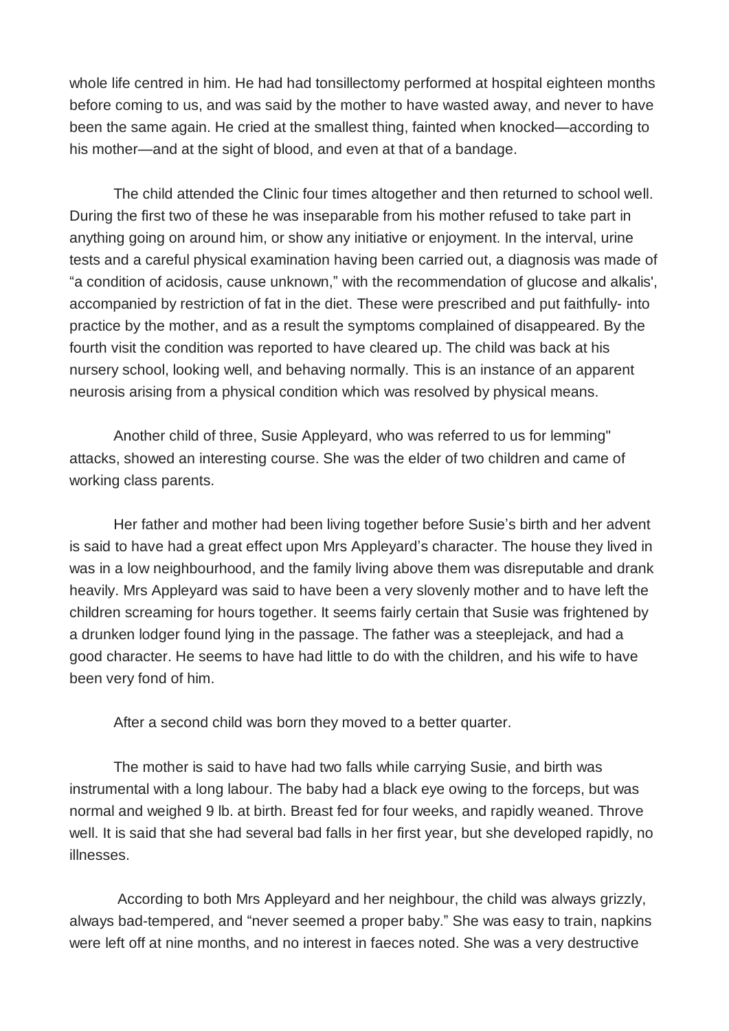whole life centred in him. He had had tonsillectomy performed at hospital eighteen months before coming to us, and was said by the mother to have wasted away, and never to have been the same again. He cried at the smallest thing, fainted when knocked—according to his mother—and at the sight of blood, and even at that of a bandage.

The child attended the Clinic four times altogether and then returned to school well. During the first two of these he was inseparable from his mother refused to take part in anything going on around him, or show any initiative or enjoyment. In the interval, urine tests and a careful physical examination having been carried out, a diagnosis was made of "a condition of acidosis, cause unknown," with the recommendation of glucose and alkalis', accompanied by restriction of fat in the diet. These were prescribed and put faithfully- into practice by the mother, and as a result the symptoms complained of disappeared. By the fourth visit the condition was reported to have cleared up. The child was back at his nursery school, looking well, and behaving normally. This is an instance of an apparent neurosis arising from a physical condition which was resolved by physical means.

Another child of three, Susie Appleyard, who was referred to us for lemming" attacks, showed an interesting course. She was the elder of two children and came of working class parents.

Her father and mother had been living together before Susie's birth and her advent is said to have had a great effect upon Mrs Appleyard's character. The house they lived in was in a low neighbourhood, and the family living above them was disreputable and drank heavily. Mrs Appleyard was said to have been a very slovenly mother and to have left the children screaming for hours together. It seems fairly certain that Susie was frightened by a drunken lodger found lying in the passage. The father was a steeplejack, and had a good character. He seems to have had little to do with the children, and his wife to have been very fond of him.

After a second child was born they moved to a better quarter.

The mother is said to have had two falls while carrying Susie, and birth was instrumental with a long labour. The baby had a black eye owing to the forceps, but was normal and weighed 9 lb. at birth. Breast fed for four weeks, and rapidly weaned. Throve well. It is said that she had several bad falls in her first year, but she developed rapidly, no illnesses.

According to both Mrs Appleyard and her neighbour, the child was always grizzly, always bad-tempered, and "never seemed a proper baby." She was easy to train, napkins were left off at nine months, and no interest in faeces noted. She was a very destructive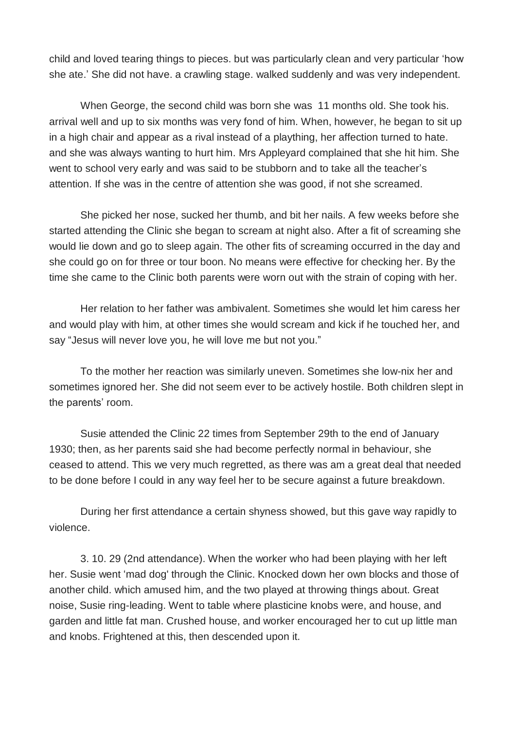child and loved tearing things to pieces. but was particularly clean and very particular 'how she ate.' She did not have. a crawling stage. walked suddenly and was very independent.

When George, the second child was born she was 11 months old. She took his. arrival well and up to six months was very fond of him. When, however, he began to sit up in a high chair and appear as a rival instead of a plaything, her affection turned to hate. and she was always wanting to hurt him. Mrs Appleyard complained that she hit him. She went to school very early and was said to be stubborn and to take all the teacher's attention. If she was in the centre of attention she was good, if not she screamed.

She picked her nose, sucked her thumb, and bit her nails. A few weeks before she started attending the Clinic she began to scream at night also. After a fit of screaming she would lie down and go to sleep again. The other fits of screaming occurred in the day and she could go on for three or tour boon. No means were effective for checking her. By the time she came to the Clinic both parents were worn out with the strain of coping with her.

Her relation to her father was ambivalent. Sometimes she would let him caress her and would play with him, at other times she would scream and kick if he touched her, and say "Jesus will never love you, he will love me but not you."

To the mother her reaction was similarly uneven. Sometimes she low-nix her and sometimes ignored her. She did not seem ever to be actively hostile. Both children slept in the parents' room.

Susie attended the Clinic 22 times from September 29th to the end of January 1930; then, as her parents said she had become perfectly normal in behaviour, she ceased to attend. This we very much regretted, as there was am a great deal that needed to be done before I could in any way feel her to be secure against a future breakdown.

During her first attendance a certain shyness showed, but this gave way rapidly to violence.

3. 10. 29 (2nd attendance). When the worker who had been playing with her left her. Susie went 'mad dog' through the Clinic. Knocked down her own blocks and those of another child. which amused him, and the two played at throwing things about. Great noise, Susie ring-leading. Went to table where plasticine knobs were, and house, and garden and little fat man. Crushed house, and worker encouraged her to cut up little man and knobs. Frightened at this, then descended upon it.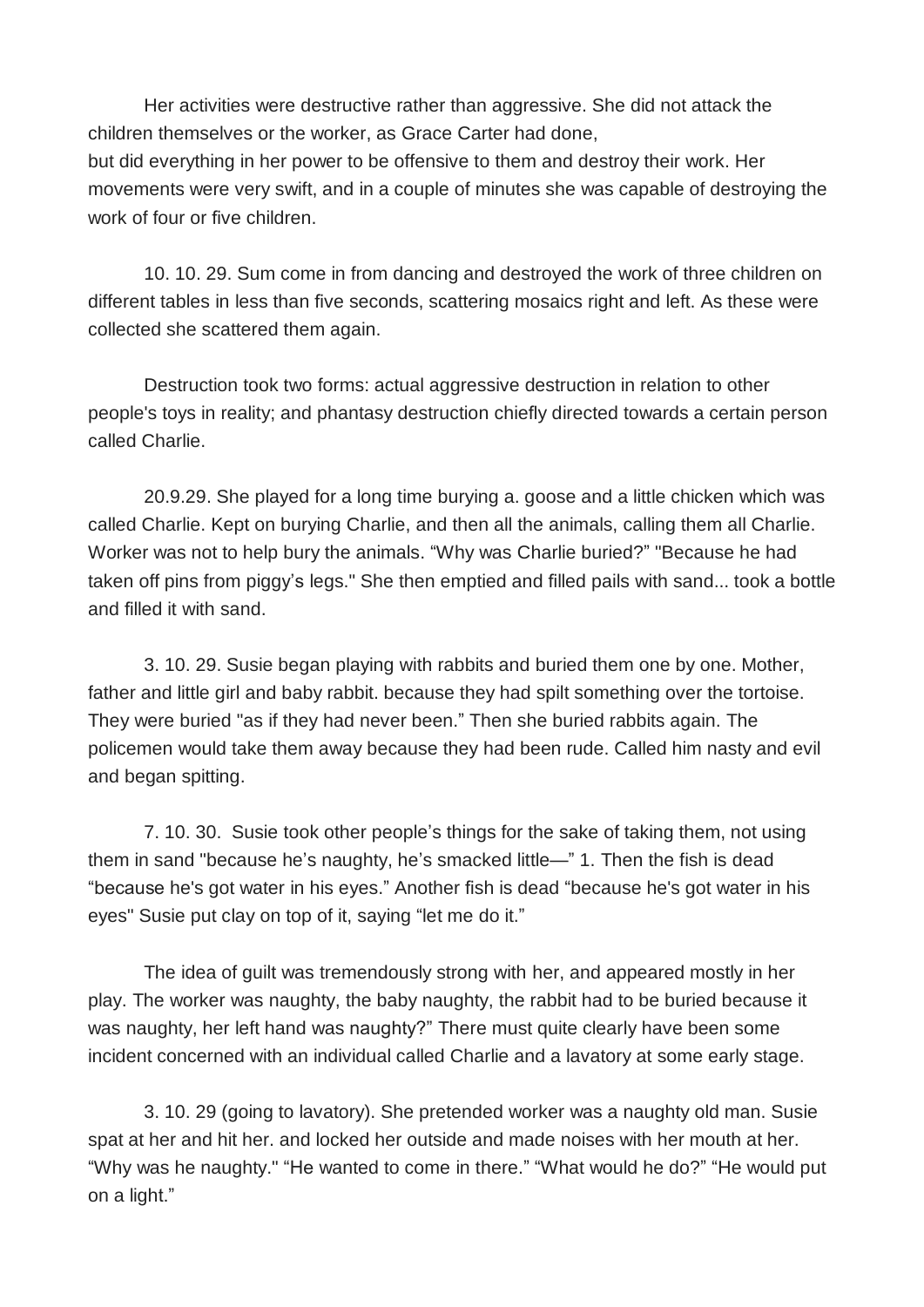Her activities were destructive rather than aggressive. She did not attack the children themselves or the worker, as Grace Carter had done,
but did everything in her power to be offensive to them and destroy their work. Her movements were very swift, and in a couple of minutes she was capable of destroying the work of four or five children.

10. 10. 29. Sum come in from dancing and destroyed the work of three children on different tables in less than five seconds, scattering mosaics right and left. As these were collected she scattered them again.

Destruction took two forms: actual aggressive destruction in relation to other people's toys in reality; and phantasy destruction chiefly directed towards a certain person called Charlie.

20.9.29. She played for a long time burying a. goose and a little chicken which was called Charlie. Kept on burying Charlie, and then all the animals, calling them all Charlie. Worker was not to help bury the animals. "Why was Charlie buried?" "Because he had taken off pins from piggy's legs." She then emptied and filled pails with sand... took a bottle and filled it with sand.

3. 10. 29. Susie began playing with rabbits and buried them one by one. Mother, father and little girl and baby rabbit. because they had spilt something over the tortoise. They were buried "as if they had never been." Then she buried rabbits again. The policemen would take them away because they had been rude. Called him nasty and evil and began spitting.

7. 10. 30. Susie took other people's things for the sake of taking them, not using them in sand "because he's naughty, he's smacked little—" 1. Then the fish is dead "because he's got water in his eyes." Another fish is dead "because he's got water in his eyes" Susie put clay on top of it, saying "let me do it."

The idea of guilt was tremendously strong with her, and appeared mostly in her play. The worker was naughty, the baby naughty, the rabbit had to be buried because it was naughty, her left hand was naughty?" There must quite clearly have been some incident concerned with an individual called Charlie and a lavatory at some early stage.

3. 10. 29 (going to lavatory). She pretended worker was a naughty old man. Susie spat at her and hit her. and locked her outside and made noises with her mouth at her. "Why was he naughty." "He wanted to come in there." "What would he do?" "He would put on a light."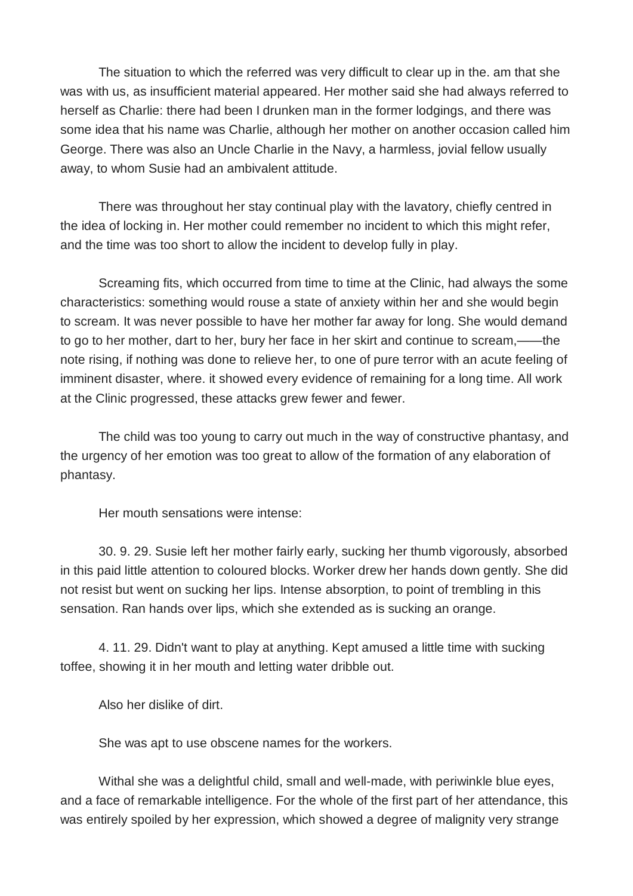The situation to which the referred was very difficult to clear up in the. am that she was with us, as insufficient material appeared. Her mother said she had always referred to herself as Charlie: there had been I drunken man in the former lodgings, and there was some idea that his name was Charlie, although her mother on another occasion called him George. There was also an Uncle Charlie in the Navy, a harmless, jovial fellow usually away, to whom Susie had an ambivalent attitude.

There was throughout her stay continual play with the lavatory, chiefly centred in the idea of locking in. Her mother could remember no incident to which this might refer, and the time was too short to allow the incident to develop fully in play.

Screaming fits, which occurred from time to time at the Clinic, had always the some characteristics: something would rouse a state of anxiety within her and she would begin to scream. It was never possible to have her mother far away for long. She would demand to go to her mother, dart to her, bury her face in her skirt and continue to scream,——the note rising, if nothing was done to relieve her, to one of pure terror with an acute feeling of imminent disaster, where. it showed every evidence of remaining for a long time. All work at the Clinic progressed, these attacks grew fewer and fewer.

The child was too young to carry out much in the way of constructive phantasy, and the urgency of her emotion was too great to allow of the formation of any elaboration of phantasy.

Her mouth sensations were intense:

30. 9. 29. Susie left her mother fairly early, sucking her thumb vigorously, absorbed in this paid little attention to coloured blocks. Worker drew her hands down gently. She did not resist but went on sucking her lips. Intense absorption, to point of trembling in this sensation. Ran hands over lips, which she extended as is sucking an orange.

4. 11. 29. Didn't want to play at anything. Kept amused a little time with sucking toffee, showing it in her mouth and letting water dribble out.

Also her dislike of dirt.

She was apt to use obscene names for the workers.

Withal she was a delightful child, small and well-made, with periwinkle blue eyes, and a face of remarkable intelligence. For the whole of the first part of her attendance, this was entirely spoiled by her expression, which showed a degree of malignity very strange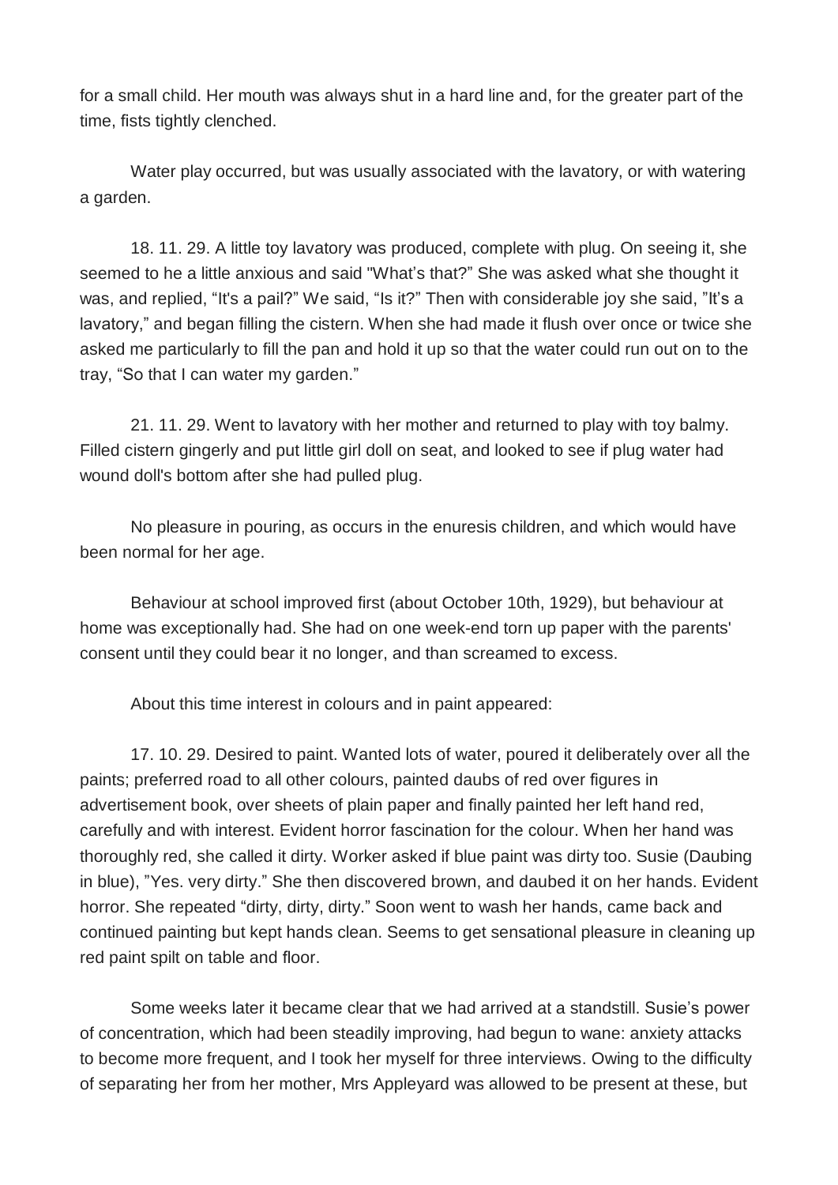for a small child. Her mouth was always shut in a hard line and, for the greater part of the time, fists tightly clenched.

Water play occurred, but was usually associated with the lavatory, or with watering a garden.

18. 11. 29. A little toy lavatory was produced, complete with plug. On seeing it, she seemed to he a little anxious and said "What's that?" She was asked what she thought it was, and replied, "It's a pail?" We said, "Is it?" Then with considerable joy she said, "It's a lavatory," and began filling the cistern. When she had made it flush over once or twice she asked me particularly to fill the pan and hold it up so that the water could run out on to the tray, "So that I can water my garden."

21. 11. 29. Went to lavatory with her mother and returned to play with toy balmy. Filled cistern gingerly and put little girl doll on seat, and looked to see if plug water had wound doll's bottom after she had pulled plug.

No pleasure in pouring, as occurs in the enuresis children, and which would have been normal for her age.

Behaviour at school improved first (about October 10th, 1929), but behaviour at home was exceptionally had. She had on one week-end torn up paper with the parents' consent until they could bear it no longer, and than screamed to excess.

About this time interest in colours and in paint appeared:

17. 10. 29. Desired to paint. Wanted lots of water, poured it deliberately over all the paints; preferred road to all other colours, painted daubs of red over figures in advertisement book, over sheets of plain paper and finally painted her left hand red, carefully and with interest. Evident horror fascination for the colour. When her hand was thoroughly red, she called it dirty. Worker asked if blue paint was dirty too. Susie (Daubing in blue), "Yes. very dirty." She then discovered brown, and daubed it on her hands. Evident horror. She repeated "dirty, dirty, dirty." Soon went to wash her hands, came back and continued painting but kept hands clean. Seems to get sensational pleasure in cleaning up red paint spilt on table and floor.

Some weeks later it became clear that we had arrived at a standstill. Susie's power of concentration, which had been steadily improving, had begun to wane: anxiety attacks to become more frequent, and I took her myself for three interviews. Owing to the difficulty of separating her from her mother, Mrs Appleyard was allowed to be present at these, but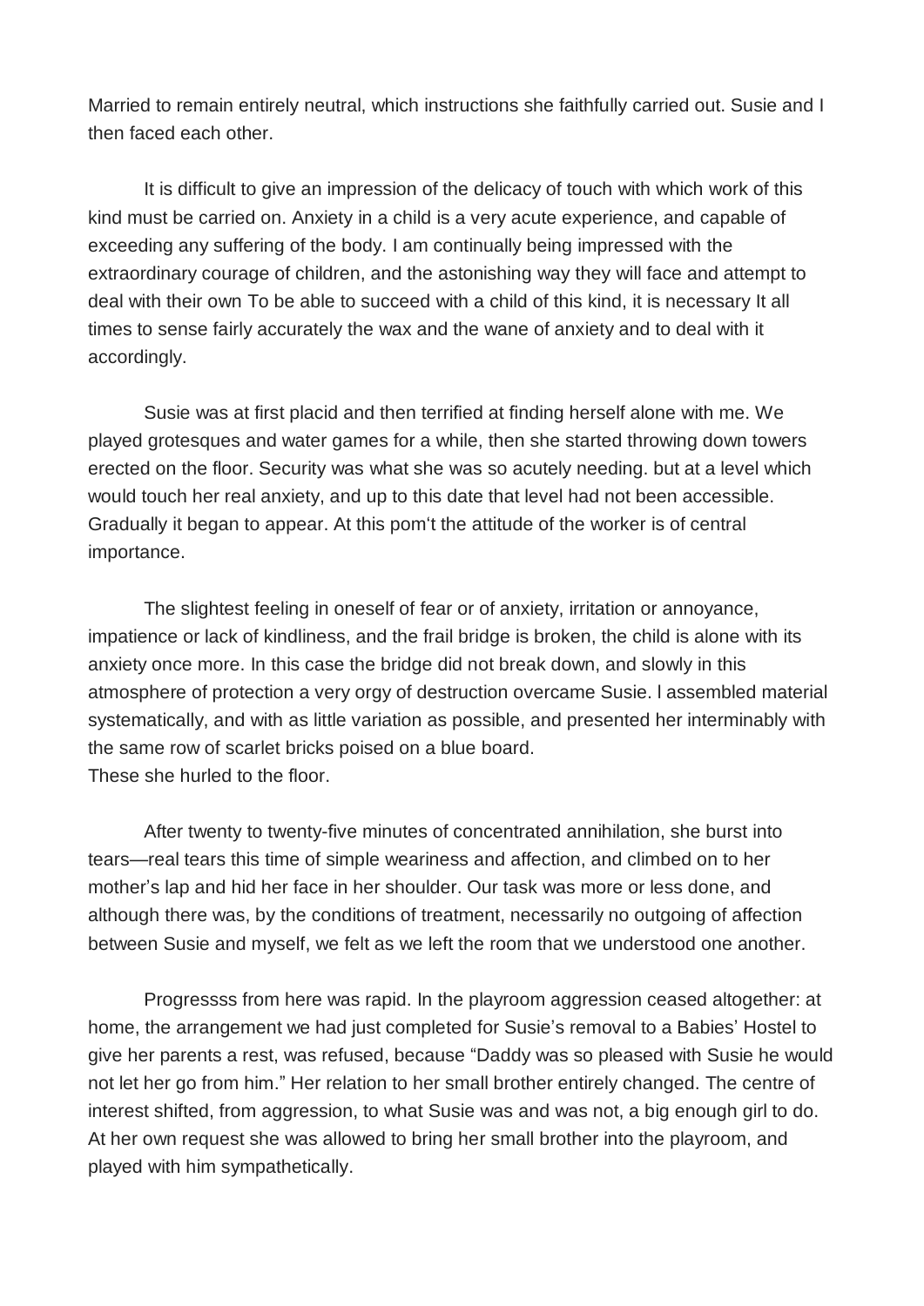Married to remain entirely neutral, which instructions she faithfully carried out. Susie and I then faced each other.

It is difficult to give an impression of the delicacy of touch with which work of this kind must be carried on. Anxiety in a child is a very acute experience, and capable of exceeding any suffering of the body. I am continually being impressed with the extraordinary courage of children, and the astonishing way they will face and attempt to deal with their own To be able to succeed with a child of this kind, it is necessary It all times to sense fairly accurately the wax and the wane of anxiety and to deal with it accordingly.

Susie was at first placid and then terrified at finding herself alone with me. We played grotesques and water games for a while, then she started throwing down towers erected on the floor. Security was what she was so acutely needing. but at a level which would touch her real anxiety, and up to this date that level had not been accessible. Gradually it began to appear. At this pom't the attitude of the worker is of central importance.

The slightest feeling in oneself of fear or of anxiety, irritation or annoyance, impatience or lack of kindliness, and the frail bridge is broken, the child is alone with its anxiety once more. In this case the bridge did not break down, and slowly in this atmosphere of protection a very orgy of destruction overcame Susie. l assembled material systematically, and with as little variation as possible, and presented her interminably with the same row of scarlet bricks poised on a blue board.
These she hurled to the floor.

After twenty to twenty-five minutes of concentrated annihilation, she burst into tears—real tears this time of simple weariness and affection, and climbed on to her mother's lap and hid her face in her shoulder. Our task was more or less done, and although there was, by the conditions of treatment, necessarily no outgoing of affection between Susie and myself, we felt as we left the room that we understood one another.

Progressss from here was rapid. In the playroom aggression ceased altogether: at home, the arrangement we had just completed for Susie's removal to a Babies' Hostel to give her parents a rest, was refused, because "Daddy was so pleased with Susie he would not let her go from him." Her relation to her small brother entirely changed. The centre of interest shifted, from aggression, to what Susie was and was not, a big enough girl to do. At her own request she was allowed to bring her small brother into the playroom, and played with him sympathetically.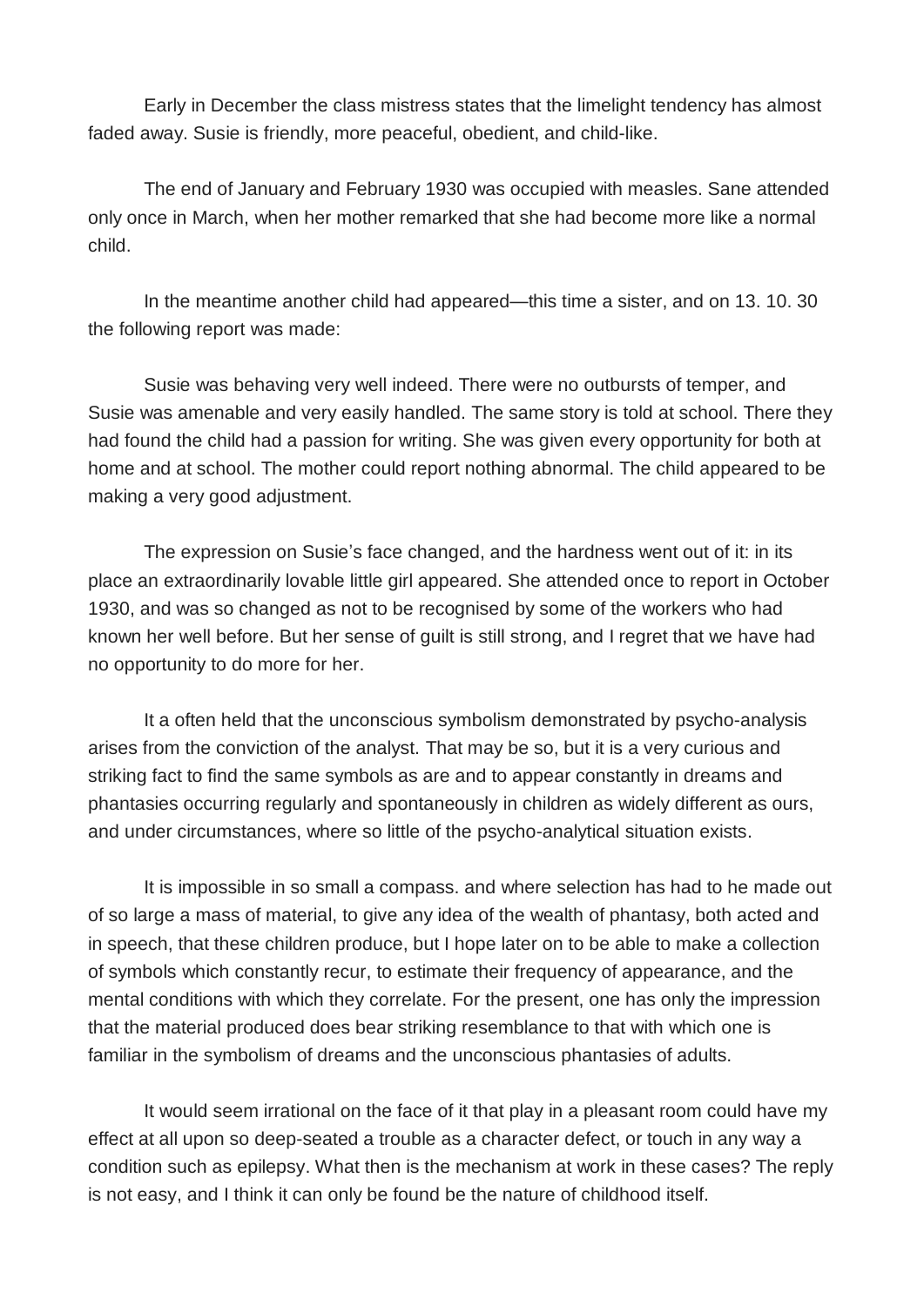Early in December the class mistress states that the limelight tendency has almost faded away. Susie is friendly, more peaceful, obedient, and child-like.

The end of January and February 1930 was occupied with measles. Sane attended only once in March, when her mother remarked that she had become more like a normal child.

In the meantime another child had appeared—this time a sister, and on 13. 10. 30 the following report was made:

Susie was behaving very well indeed. There were no outbursts of temper, and Susie was amenable and very easily handled. The same story is told at school. There they had found the child had a passion for writing. She was given every opportunity for both at home and at school. The mother could report nothing abnormal. The child appeared to be making a very good adjustment.

The expression on Susie's face changed, and the hardness went out of it: in its place an extraordinarily lovable little girl appeared. She attended once to report in October 1930, and was so changed as not to be recognised by some of the workers who had known her well before. But her sense of guilt is still strong, and I regret that we have had no opportunity to do more for her.

It a often held that the unconscious symbolism demonstrated by psycho-analysis arises from the conviction of the analyst. That may be so, but it is a very curious and striking fact to find the same symbols as are and to appear constantly in dreams and phantasies occurring regularly and spontaneously in children as widely different as ours, and under circumstances, where so little of the psycho-analytical situation exists.

It is impossible in so small a compass. and where selection has had to he made out of so large a mass of material, to give any idea of the wealth of phantasy, both acted and in speech, that these children produce, but I hope later on to be able to make a collection of symbols which constantly recur, to estimate their frequency of appearance, and the mental conditions with which they correlate. For the present, one has only the impression that the material produced does bear striking resemblance to that with which one is familiar in the symbolism of dreams and the unconscious phantasies of adults.

It would seem irrational on the face of it that play in a pleasant room could have my effect at all upon so deep-seated a trouble as a character defect, or touch in any way a condition such as epilepsy. What then is the mechanism at work in these cases? The reply is not easy, and I think it can only be found be the nature of childhood itself.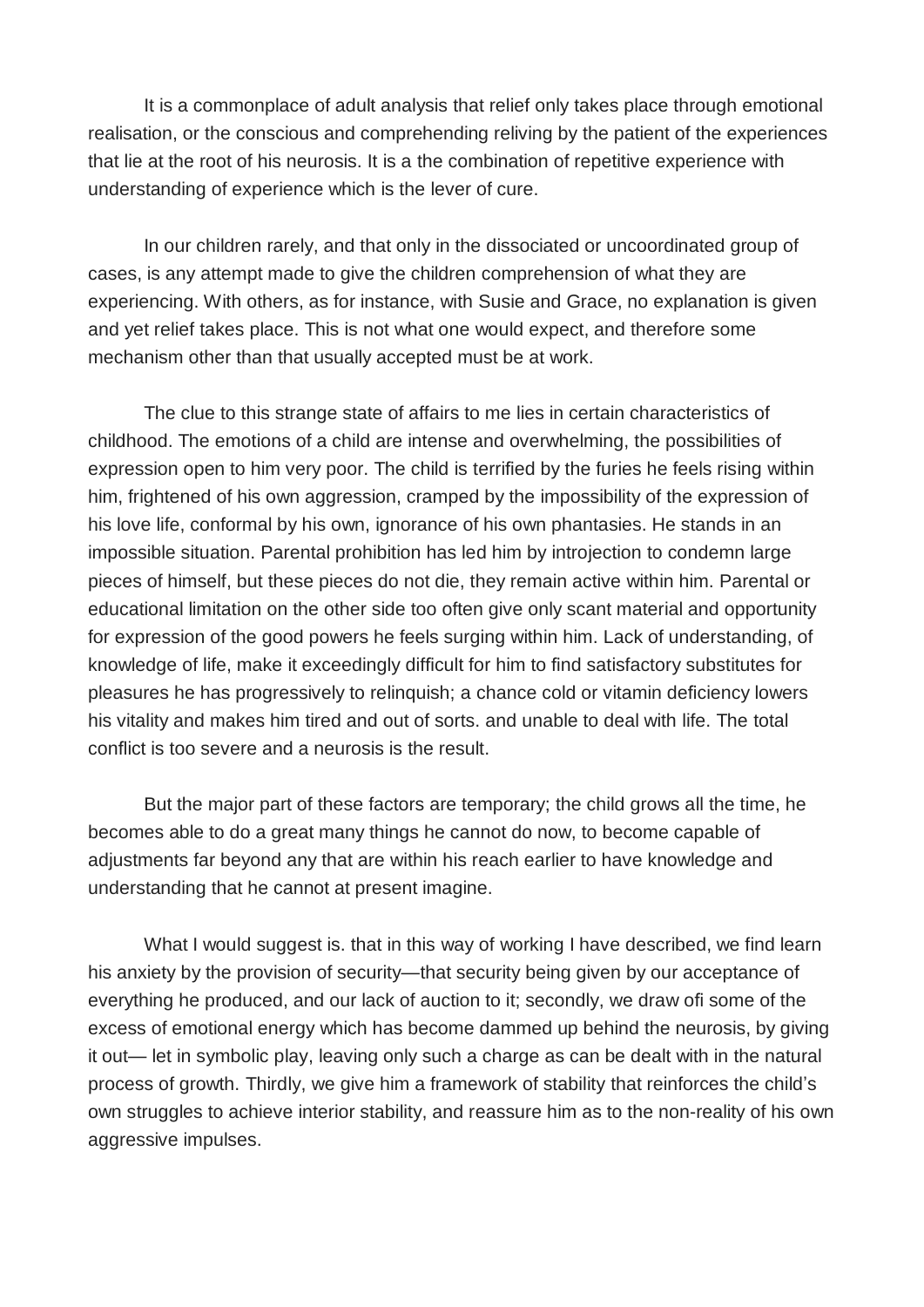It is a commonplace of adult analysis that relief only takes place through emotional realisation, or the conscious and comprehending reliving by the patient of the experiences that lie at the root of his neurosis. It is a the combination of repetitive experience with understanding of experience which is the lever of cure.

In our children rarely, and that only in the dissociated or uncoordinated group of cases, is any attempt made to give the children comprehension of what they are experiencing. With others, as for instance, with Susie and Grace, no explanation is given and yet relief takes place. This is not what one would expect, and therefore some mechanism other than that usually accepted must be at work.

The clue to this strange state of affairs to me lies in certain characteristics of childhood. The emotions of a child are intense and overwhelming, the possibilities of expression open to him very poor. The child is terrified by the furies he feels rising within him, frightened of his own aggression, cramped by the impossibility of the expression of his love life, conformal by his own, ignorance of his own phantasies. He stands in an impossible situation. Parental prohibition has led him by introjection to condemn large pieces of himself, but these pieces do not die, they remain active within him. Parental or educational limitation on the other side too often give only scant material and opportunity for expression of the good powers he feels surging within him. Lack of understanding, of knowledge of life, make it exceedingly difficult for him to find satisfactory substitutes for pleasures he has progressively to relinquish; a chance cold or vitamin deficiency lowers his vitality and makes him tired and out of sorts. and unable to deal with life. The total conflict is too severe and a neurosis is the result.

But the major part of these factors are temporary; the child grows all the time, he becomes able to do a great many things he cannot do now, to become capable of adjustments far beyond any that are within his reach earlier to have knowledge and understanding that he cannot at present imagine.

What I would suggest is. that in this way of working I have described, we find learn his anxiety by the provision of security—that security being given by our acceptance of everything he produced, and our lack of auction to it; secondly, we draw ofi some of the excess of emotional energy which has become dammed up behind the neurosis, by giving it out— let in symbolic play, leaving only such a charge as can be dealt with in the natural process of growth. Thirdly, we give him a framework of stability that reinforces the child's own struggles to achieve interior stability, and reassure him as to the non-reality of his own aggressive impulses.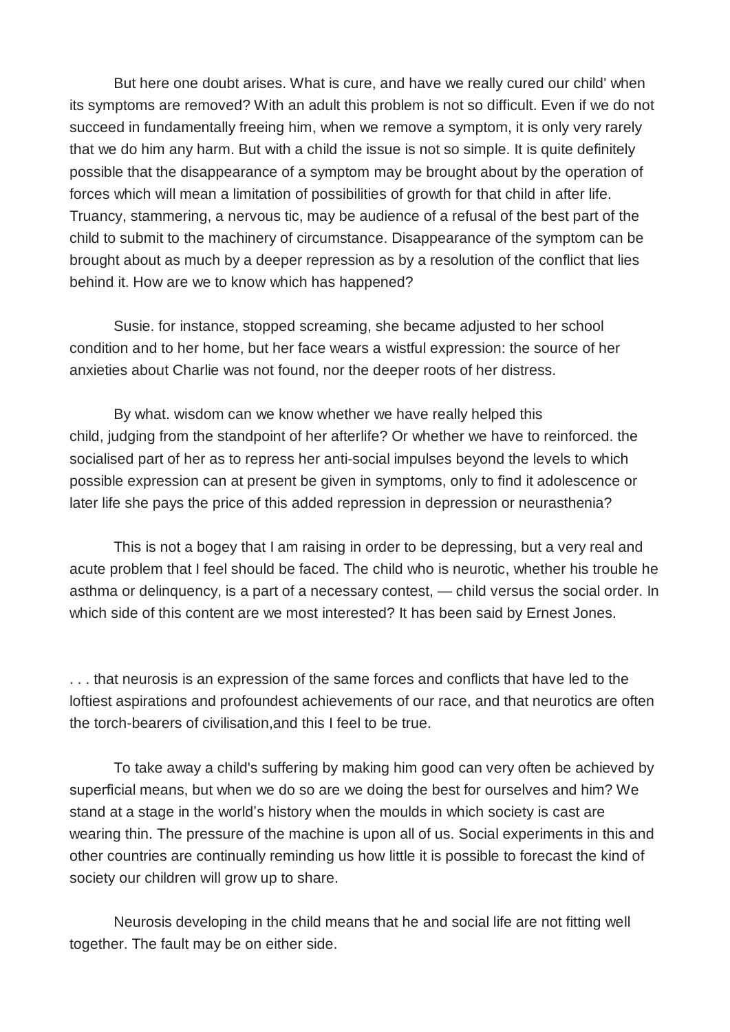But here one doubt arises. What is cure, and have we really cured our child' when its symptoms are removed? With an adult this problem is not so difficult. Even if we do not succeed in fundamentally freeing him, when we remove a symptom, it is only very rarely that we do him any harm. But with a child the issue is not so simple. It is quite definitely possible that the disappearance of a symptom may be brought about by the operation of forces which will mean a limitation of possibilities of growth for that child in after life. Truancy, stammering, a nervous tic, may be audience of a refusal of the best part of the child to submit to the machinery of circumstance. Disappearance of the symptom can be brought about as much by a deeper repression as by a resolution of the conflict that lies behind it. How are we to know which has happened?

Susie. for instance, stopped screaming, she became adjusted to her school condition and to her home, but her face wears a wistful expression: the source of her anxieties about Charlie was not found, nor the deeper roots of her distress.

By what. wisdom can we know whether we have really helped this child, judging from the standpoint of her afterlife? Or whether we have to reinforced. the socialised part of her as to repress her anti-social impulses beyond the levels to which possible expression can at present be given in symptoms, only to find it adolescence or later life she pays the price of this added repression in depression or neurasthenia?

This is not a bogey that I am raising in order to be depressing, but a very real and acute problem that I feel should be faced. The child who is neurotic, whether his trouble he asthma or delinquency, is a part of a necessary contest, — child versus the social order. In which side of this content are we most interested? It has been said by Ernest Jones.

. . . that neurosis is an expression of the same forces and conflicts that have led to the loftiest aspirations and profoundest achievements of our race, and that neurotics are often the torch-bearers of civilisation,and this I feel to be true.

To take away a child's suffering by making him good can very often be achieved by superficial means, but when we do so are we doing the best for ourselves and him? We stand at a stage in the world's history when the moulds in which society is cast are wearing thin. The pressure of the machine is upon all of us. Social experiments in this and other countries are continually reminding us how little it is possible to forecast the kind of society our children will grow up to share.

Neurosis developing in the child means that he and social life are not fitting well together. The fault may be on either side.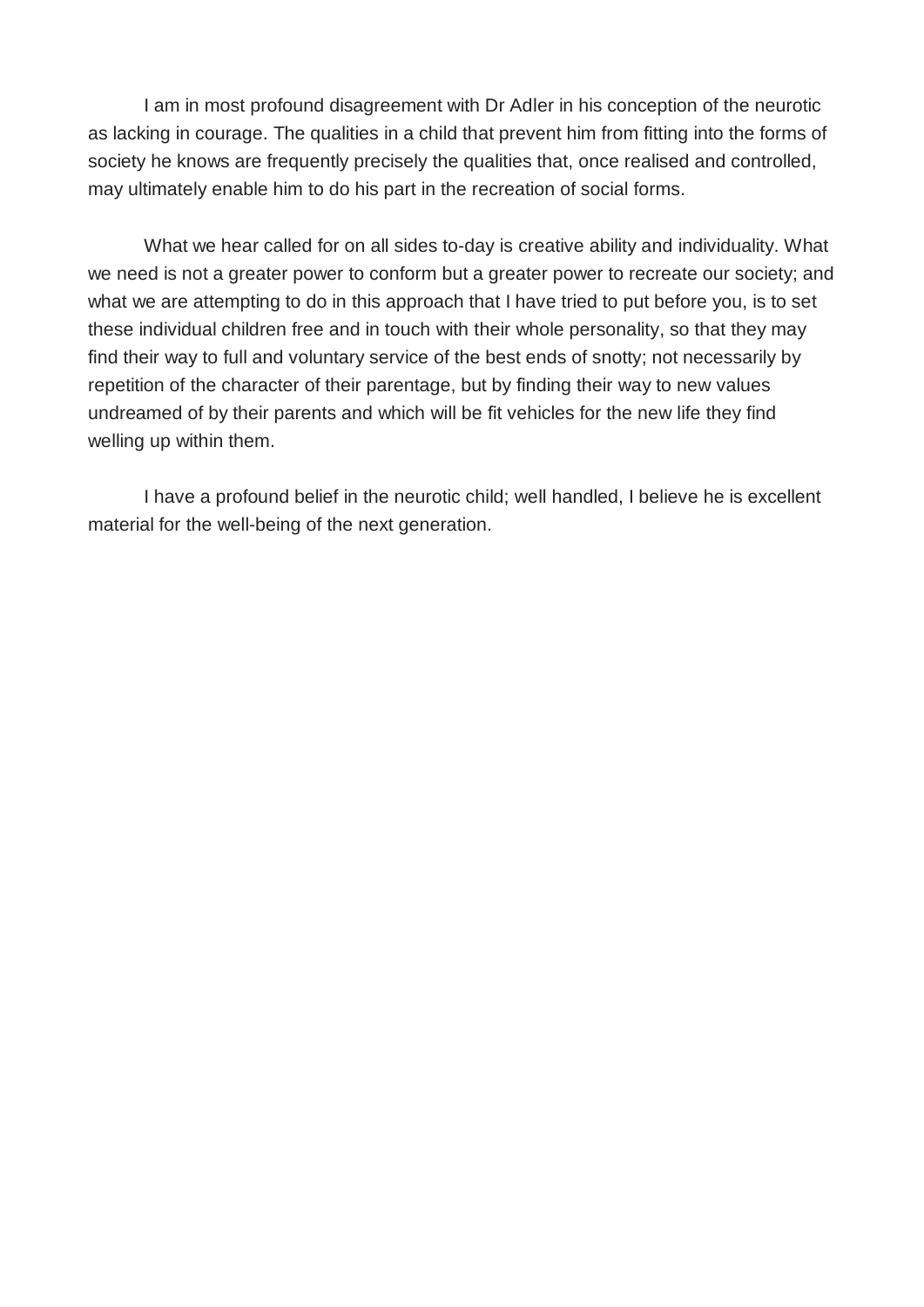I am in most profound disagreement with Dr Adler in his conception of the neurotic as lacking in courage. The qualities in a child that prevent him from fitting into the forms of society he knows are frequently precisely the qualities that, once realised and controlled, may ultimately enable him to do his part in the recreation of social forms.

What we hear called for on all sides to-day is creative ability and individuality. What we need is not a greater power to conform but a greater power to recreate our society; and what we are attempting to do in this approach that I have tried to put before you, is to set these individual children free and in touch with their whole personality, so that they may find their way to full and voluntary service of the best ends of snotty; not necessarily by repetition of the character of their parentage, but by finding their way to new values undreamed of by their parents and which will be fit vehicles for the new life they find welling up within them.

I have a profound belief in the neurotic child; well handled, I believe he is excellent material for the well-being of the next generation.